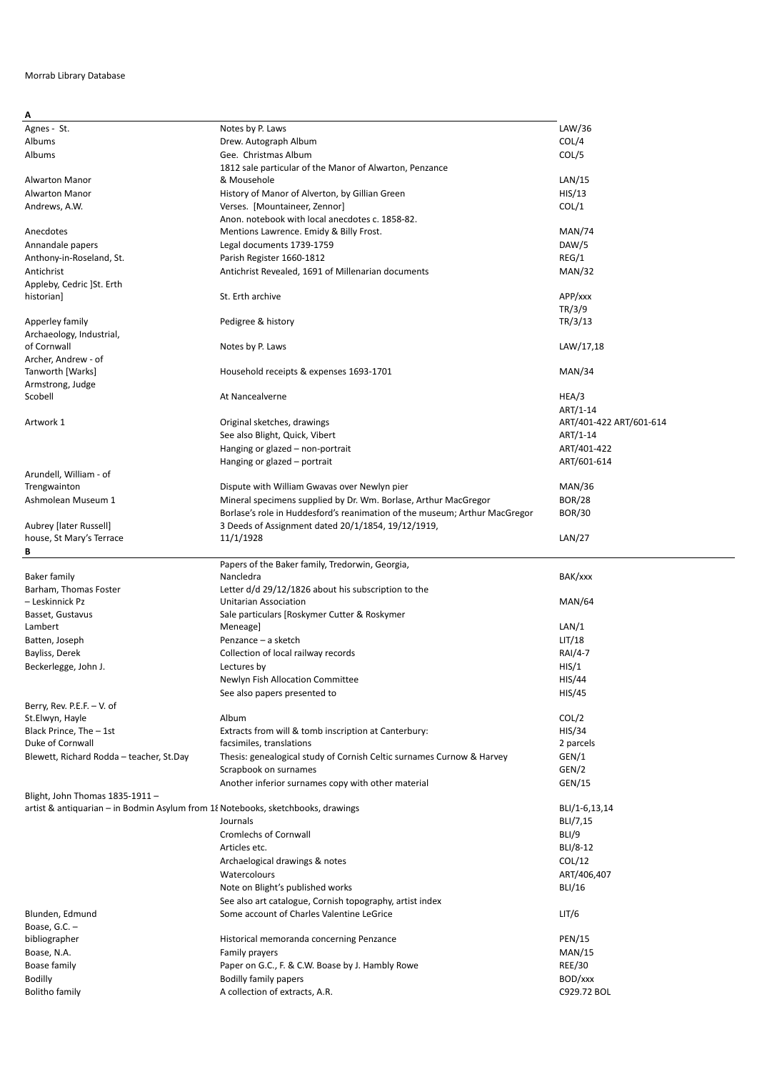Morrab Library Database

## A

| | | |
|---|---|---|
| Agnes - St. | Notes by P. Laws | LAW/36 |
| Albums | Drew. Autograph Album | COL/4 |
| Albums | Gee. Christmas Album | COL/5 |
| Alwarton Manor | 1812 sale particular of the Manor of Alwarton, Penzance & Mousehole | LAN/15 |
| Alwarton Manor | History of Manor of Alverton, by Gillian Green | HIS/13 |
| Andrews, A.W. | Verses. [Mountaineer, Zennor] | COL/1 |
| Anecdotes | Anon. notebook with local anecdotes c. 1858-82. Mentions Lawrence. Emidy & Billy Frost. | MAN/74 |
| Annandale papers | Legal documents 1739-1759 | DAW/5 |
| Anthony-in-Roseland, St. | Parish Register 1660-1812 | REG/1 |
| Antichrist | Antichrist Revealed, 1691 of Millenarian documents | MAN/32 |
| Appleby, Cedric ]St. Erth historian] | St. Erth archive | APP/xxx TR/3/9 |
| Apperley family | Pedigree & history | TR/3/13 |
| Archaeology, Industrial, of Cornwall | Notes by P. Laws | LAW/17,18 |
| Archer, Andrew - of Tanworth [Warks] | Household receipts & expenses 1693-1701 | MAN/34 |
| Armstrong, Judge Scobell | At Nancealverne | HEA/3 |
| Artwork 1 | Original sketches, drawings | ART/1-14 ART/401-422 ART/601-614 |
| | See also Blight, Quick, Vibert | ART/1-14 |
| | Hanging or glazed – non-portrait | ART/401-422 |
| | Hanging or glazed – portrait | ART/601-614 |
| Arundell, William - of Trengwainton | Dispute with William Gwavas over Newlyn pier | MAN/36 |
| Ashmolean Museum 1 | Mineral specimens supplied by Dr. Wm. Borlase, Arthur MacGregor | BOR/28 |
| | Borlase's role in Huddesford's reanimation of the museum; Arthur MacGregor | BOR/30 |
| Aubrey [later Russell] house, St Mary's Terrace | 3 Deeds of Assignment dated 20/1/1854, 19/12/1919, 11/1/1928 | LAN/27 |

## B

| | | |
|---|---|---|
| Baker family | Papers of the Baker family, Tredorwin, Georgia, Nancledra | BAK/xxx |
| Barham, Thomas Foster – Leskinnick Pz | Letter d/d 29/12/1826 about his subscription to the Unitarian Association | MAN/64 |
| Basset, Gustavus Lambert | Sale particulars [Roskymer Cutter & Roskymer Meneage] | LAN/1 |
| Batten, Joseph | Penzance – a sketch | LIT/18 |
| Bayliss, Derek | Collection of local railway records | RAI/4-7 |
| Beckerlegge, John J. | Lectures by | HIS/1 |
| | Newlyn Fish Allocation Committee | HIS/44 |
| | See also papers presented to | HIS/45 |
| Berry, Rev. P.E.F. – V. of St.Elwyn, Hayle | Album | COL/2 |
| Black Prince, The – 1st Duke of Cornwall | Extracts from will & tomb inscription at Canterbury: facsimiles, translations | HIS/34 2 parcels |
| Blewett, Richard Rodda – teacher, St.Day | Thesis: genealogical study of Cornish Celtic surnames Curnow & Harvey | GEN/1 |
| | Scrapbook on surnames | GEN/2 |
| | Another inferior surnames copy with other material | GEN/15 |
| Blight, John Thomas 1835-1911 – artist & antiquarian – in Bodmin Asylum from 18 | Notebooks, sketchbooks, drawings | BLI/1-6,13,14 |
| | Journals | BLI/7,15 |
| | Cromlechs of Cornwall | BLI/9 |
| | Articles etc. | BLI/8-12 |
| | Archaelogical drawings & notes | COL/12 |
| | Watercolours | ART/406,407 |
| | Note on Blight's published works | BLI/16 |
| | See also art catalogue, Cornish topography, artist index | |
| Blunden, Edmund | Some account of Charles Valentine LeGrice | LIT/6 |
| Boase, G.C. – bibliographer | Historical memoranda concerning Penzance | PEN/15 |
| Boase, N.A. | Family prayers | MAN/15 |
| Boase family | Paper on G.C., F. & C.W. Boase by J. Hambly Rowe | REE/30 |
| Bodilly | Bodilly family papers | BOD/xxx |
| Bolitho family | A collection of extracts, A.R. | C929.72 BOL |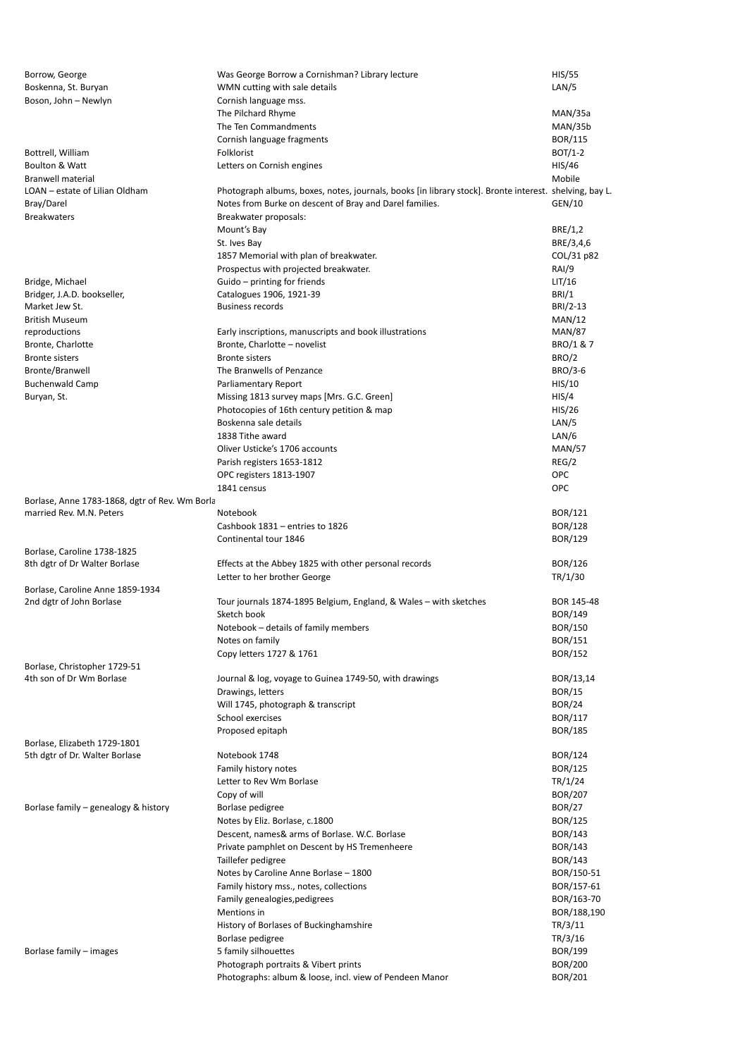| | | |
|---|---|---|
| Borrow, George | Was George Borrow a Cornishman? Library lecture | HIS/55 |
| Boskenna, St. Buryan | WMN cutting with sale details | LAN/5 |
| Boson, John – Newlyn | Cornish language mss. | |
| | The Pilchard Rhyme | MAN/35a |
| | The Ten Commandments | MAN/35b |
| | Cornish language fragments | BOR/115 |
| Bottrell, William | Folklorist | BOT/1-2 |
| Boulton & Watt | Letters on Cornish engines | HIS/46 |
| Branwell material | | Mobile |
| LOAN – estate of Lilian Oldham | Photograph albums, boxes, notes, journals, books [in library stock]. Bronte interest. | shelving, bay L. |
| Bray/Darel | Notes from Burke on descent of Bray and Darel families. | GEN/10 |
| Breakwaters | Breakwater proposals: | |
| | Mount's Bay | BRE/1,2 |
| | St. Ives Bay | BRE/3,4,6 |
| | 1857 Memorial with plan of breakwater. | COL/31 p82 |
| | Prospectus with projected breakwater. | RAI/9 |
| Bridge, Michael | Guido – printing for friends | LIT/16 |
| Bridger, J.A.D. bookseller, | Catalogues 1906, 1921-39 | BRI/1 |
| Market Jew St. | Business records | BRI/2-13 |
| British Museum | | MAN/12 |
| reproductions | Early inscriptions, manuscripts and book illustrations | MAN/87 |
| Bronte, Charlotte | Bronte, Charlotte – novelist | BRO/1 & 7 |
| Bronte sisters | Bronte sisters | BRO/2 |
| Bronte/Branwell | The Branwells of Penzance | BRO/3-6 |
| Buchenwald Camp | Parliamentary Report | HIS/10 |
| Buryan, St. | Missing 1813 survey maps [Mrs. G.C. Green] | HIS/4 |
| | Photocopies of 16th century petition & map | HIS/26 |
| | Boskenna sale details | LAN/5 |
| | 1838 Tithe award | LAN/6 |
| | Oliver Ustick's 1706 accounts | MAN/57 |
| | Parish registers 1653-1812 | REG/2 |
| | OPC registers 1813-1907 | OPC |
| | 1841 census | OPC |
| Borlase, Anne 1783-1868, dgtr of Rev. Wm Borla | | |
| married Rev. M.N. Peters | Notebook | BOR/121 |
| | Cashbook 1831 – entries to 1826 | BOR/128 |
| | Continental tour 1846 | BOR/129 |
| Borlase, Caroline 1738-1825 | | |
| 8th dgtr of Dr Walter Borlase | Effects at the Abbey 1825 with other personal records | BOR/126 |
| | Letter to her brother George | TR/1/30 |
| Borlase, Caroline Anne 1859-1934 | | |
| 2nd dgtr of John Borlase | Tour journals 1874-1895 Belgium, England, & Wales – with sketches | BOR 145-48 |
| | Sketch book | BOR/149 |
| | Notebook – details of family members | BOR/150 |
| | Notes on family | BOR/151 |
| | Copy letters 1727 & 1761 | BOR/152 |
| Borlase, Christopher 1729-51 | | |
| 4th son of Dr Wm Borlase | Journal & log, voyage to Guinea 1749-50, with drawings | BOR/13,14 |
| | Drawings, letters | BOR/15 |
| | Will 1745, photograph & transcript | BOR/24 |
| | School exercises | BOR/117 |
| | Proposed epitaph | BOR/185 |
| Borlase, Elizabeth 1729-1801 | | |
| 5th dgtr of Dr. Walter Borlase | Notebook 1748 | BOR/124 |
| | Family history notes | BOR/125 |
| | Letter to Rev Wm Borlase | TR/1/24 |
| | Copy of will | BOR/207 |
| Borlase family – genealogy & history | Borlase pedigree | BOR/27 |
| | Notes by Eliz. Borlase, c.1800 | BOR/125 |
| | Descent, names& arms of Borlase. W.C. Borlase | BOR/143 |
| | Private pamphlet on Descent by HS Tremenheere | BOR/143 |
| | Taillefer pedigree | BOR/143 |
| | Notes by Caroline Anne Borlase – 1800 | BOR/150-51 |
| | Family history mss., notes, collections | BOR/157-61 |
| | Family genealogies,pedigrees | BOR/163-70 |
| | Mentions in | BOR/188,190 |
| | History of Borlases of Buckinghamshire | TR/3/11 |
| | Borlase pedigree | TR/3/16 |
| Borlase family – images | 5 family silhouettes | BOR/199 |
| | Photograph portraits & Vibert prints | BOR/200 |
| | Photographs: album & loose, incl. view of Pendeen Manor | BOR/201 |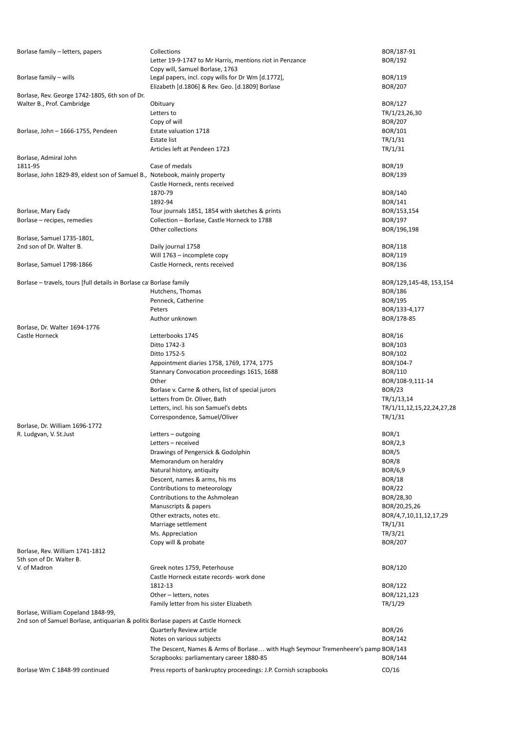| | | |
|---|---|---|
| Borlase family – letters, papers | Collections | BOR/187-91 |
| | Letter 19-9-1747 to Mr Harris, mentions riot in Penzance | BOR/192 |
| | Copy will, Samuel Borlase, 1763 | |
| Borlase family – wills | Legal papers, incl. copy wills for Dr Wm [d.1772], | BOR/119 |
| | Elizabeth [d.1806] & Rev. Geo. [d.1809] Borlase | BOR/207 |
| Borlase, Rev. George 1742-1805, 6th son of Dr. | | |
| Walter B., Prof. Cambridge | Obituary | BOR/127 |
| | Letters to | TR/1/23,26,30 |
| | Copy of will | BOR/207 |
| Borlase, John – 1666-1755, Pendeen | Estate valuation 1718 | BOR/101 |
| | Estate list | TR/1/31 |
| | Articles left at Pendeen 1723 | TR/1/31 |
| Borlase, Admiral John | | |
| 1811-95 | Case of medals | BOR/19 |
| Borlase, John 1829-89, eldest son of Samuel B., | Notebook, mainly property | BOR/139 |
| | Castle Horneck, rents received | |
| | 1870-79 | BOR/140 |
| | 1892-94 | BOR/141 |
| Borlase, Mary Eady | Tour journals 1851, 1854 with sketches & prints | BOR/153,154 |
| Borlase – recipes, remedies | Collection – Borlase, Castle Horneck to 1788 | BOR/197 |
| | Other collections | BOR/196,198 |
| Borlase, Samuel 1735-1801, | | |
| 2nd son of Dr. Walter B. | Daily journal 1758 | BOR/118 |
| | Will 1763 – incomplete copy | BOR/119 |
| Borlase, Samuel 1798-1866 | Castle Horneck, rents received | BOR/136 |
| | | |
| Borlase – travels, tours [full details in Borlase ca | Borlase family | BOR/129,145-48, 153,154 |
| | Hutchens, Thomas | BOR/186 |
| | Penneck, Catherine | BOR/195 |
| | Peters | BOR/133-4,177 |
| | Author unknown | BOR/178-85 |
| Borlase, Dr. Walter 1694-1776 | | |
| Castle Horneck | Letterbooks 1745 | BOR/16 |
| | Ditto 1742-3 | BOR/103 |
| | Ditto 1752-5 | BOR/102 |
| | Appointment diaries 1758, 1769, 1774, 1775 | BOR/104-7 |
| | Stannary Convocation proceedings 1615, 1688 | BOR/110 |
| | Other | BOR/108-9,111-14 |
| | Borlase v. Carne & others, list of special jurors | BOR/23 |
| | Letters from Dr. Oliver, Bath | TR/1/13,14 |
| | Letters, incl. his son Samuel's debts | TR/1/11,12,15,22,24,27,28 |
| | Correspondence, Samuel/Oliver | TR/1/31 |
| Borlase, Dr. William 1696-1772 | | |
| R. Ludgvan, V. St.Just | Letters – outgoing | BOR/1 |
| | Letters – received | BOR/2,3 |
| | Drawings of Pengersick & Godolphin | BOR/5 |
| | Memorandum on heraldry | BOR/8 |
| | Natural history, antiquity | BOR/6,9 |
| | Descent, names & arms, his ms | BOR/18 |
| | Contributions to meteorology | BOR/22 |
| | Contributions to the Ashmolean | BOR/28,30 |
| | Manuscripts & papers | BOR/20,25,26 |
| | Other extracts, notes etc. | BOR/4,7,10,11,12,17,29 |
| | Marriage settlement | TR/1/31 |
| | Ms. Appreciation | TR/3/21 |
| | Copy will & probate | BOR/207 |
| Borlase, Rev. William 1741-1812 | | |
| 5th son of Dr. Walter B. | | |
| V. of Madron | Greek notes 1759, Peterhouse | BOR/120 |
| | Castle Horneck estate records- work done | |
| | 1812-13 | BOR/122 |
| | Other – letters, notes | BOR/121,123 |
| | Family letter from his sister Elizabeth | TR/1/29 |
| Borlase, William Copeland 1848-99, | | |
| 2nd son of Samuel Borlase, antiquarian & politic | Borlase papers at Castle Horneck | |
| | Quarterly Review article | BOR/26 |
| | Notes on various subjects | BOR/142 |
| | The Descent, Names & Arms of Borlase… with Hugh Seymour Tremenheere's pamp | BOR/143 |
| | Scrapbooks: parliamentary career 1880-85 | BOR/144 |
| Borlase Wm C 1848-99 continued | Press reports of bankruptcy proceedings: J.P. Cornish scrapbooks | CO/16 |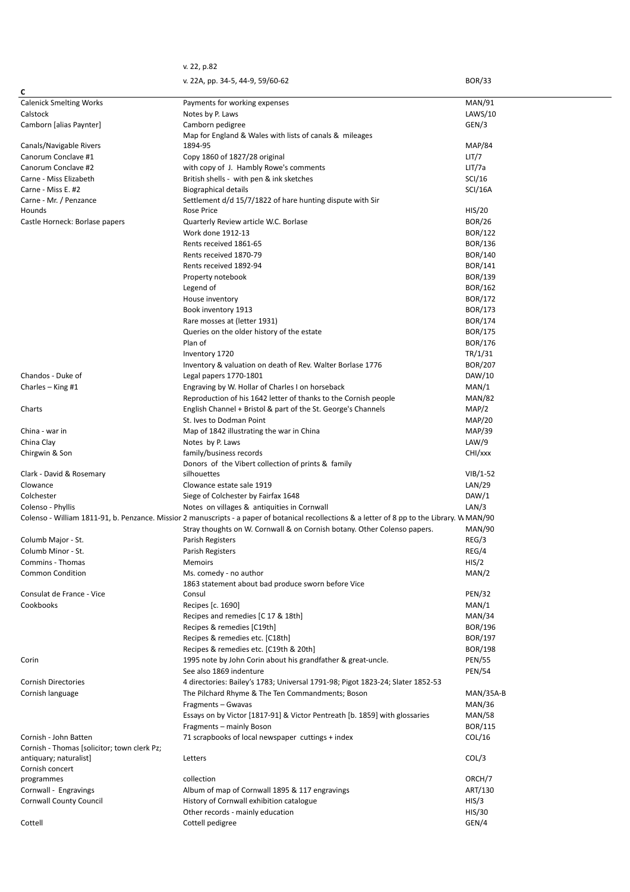| | v. 22, p.82 | |
|---|---|---|
| | v. 22A, pp. 34-5, 44-9, 59/60-62 | BOR/33 |
| **C** | | |
| Calenick Smelting Works | Payments for working expenses | MAN/91 |
| Calstock | Notes by P. Laws | LAWS/10 |
| Camborn [alias Paynter] | Camborn pedigree | GEN/3 |
| Canals/Navigable Rivers | Map for England & Wales with lists of canals & mileages 1894-95 | MAP/84 |
| Canorum Conclave #1 | Copy 1860 of 1827/28 original | LIT/7 |
| Canorum Conclave #2 | with copy of J. Hambly Rowe's comments | LIT/7a |
| Carne - Miss Elizabeth | British shells - with pen & ink sketches | SCI/16 |
| Carne - Miss E. #2 | Biographical details | SCI/16A |
| Carne - Mr. / Penzance Hounds | Settlement d/d 15/7/1822 of hare hunting dispute with Sir Rose Price | HIS/20 |
| Castle Horneck: Borlase papers | Quarterly Review article W.C. Borlase | BOR/26 |
| | Work done 1912-13 | BOR/122 |
| | Rents received 1861-65 | BOR/136 |
| | Rents received 1870-79 | BOR/140 |
| | Rents received 1892-94 | BOR/141 |
| | Property notebook | BOR/139 |
| | Legend of | BOR/162 |
| | House inventory | BOR/172 |
| | Book inventory 1913 | BOR/173 |
| | Rare mosses at (letter 1931) | BOR/174 |
| | Queries on the older history of the estate | BOR/175 |
| | Plan of | BOR/176 |
| | Inventory 1720 | TR/1/31 |
| | Inventory & valuation on death of Rev. Walter Borlase 1776 | BOR/207 |
| Chandos - Duke of | Legal papers 1770-1801 | DAW/10 |
| Charles – King #1 | Engraving by W. Hollar of Charles I on horseback | MAN/1 |
| | Reproduction of his 1642 letter of thanks to the Cornish people | MAN/82 |
| Charts | English Channel + Bristol & part of the St. George's Channels | MAP/2 |
| | St. Ives to Dodman Point | MAP/20 |
| China - war in | Map of 1842 illustrating the war in China | MAP/39 |
| China Clay | Notes by P. Laws | LAW/9 |
| Chirgwin & Son | family/business records | CHI/xxx |
| Clark - David & Rosemary | Donors of the Vibert collection of prints & family silhouettes | VIB/1-52 |
| Clowance | Clowance estate sale 1919 | LAN/29 |
| Colchester | Siege of Colchester by Fairfax 1648 | DAW/1 |
| Colenso - Phyllis | Notes on villages & antiquities in Cornwall | LAN/3 |
| Colenso - William 1811-91, b. Penzance. Missior | 2 manuscripts - a paper of botanical recollections & a letter of 8 pp to the Library. W | MAN/90 |
| | Stray thoughts on W. Cornwall & on Cornish botany. Other Colenso papers. | MAN/90 |
| Columb Major - St. | Parish Registers | REG/3 |
| Columb Minor - St. | Parish Registers | REG/4 |
| Commins - Thomas | Memoirs | HIS/2 |
| Common Condition | Ms. comedy - no author | MAN/2 |
| Consulat de France - Vice Consul | 1863 statement about bad produce sworn before Vice Consul | PEN/32 |
| Cookbooks | Recipes [c. 1690] | MAN/1 |
| | Recipes and remedies [C 17 & 18th] | MAN/34 |
| | Recipes & remedies [C19th] | BOR/196 |
| | Recipes & remedies etc. [C18th] | BOR/197 |
| | Recipes & remedies etc. [C19th & 20th] | BOR/198 |
| Corin | 1995 note by John Corin about his grandfather & great-uncle. | PEN/55 |
| | See also 1869 indenture | PEN/54 |
| Cornish Directories | 4 directories: Bailey's 1783; Universal 1791-98; Pigot 1823-24; Slater 1852-53 | |
| Cornish language | The Pilchard Rhyme & The Ten Commandments; Boson | MAN/35A-B |
| | Fragments – Gwavas | MAN/36 |
| | Essays on by Victor [1817-91] & Victor Pentreath [b. 1859] with glossaries | MAN/58 |
| | Fragments – mainly Boson | BOR/115 |
| Cornish - John Batten | 71 scrapbooks of local newspaper cuttings + index | COL/16 |
| Cornish - Thomas [solicitor; town clerk Pz; antiquary; naturalist] | Letters | COL/3 |
| Cornish concert programmes | collection | ORCH/7 |
| Cornwall - Engravings | Album of map of Cornwall 1895 & 117 engravings | ART/130 |
| Cornwall County Council | History of Cornwall exhibition catalogue | HIS/3 |
| | Other records - mainly education | HIS/30 |
| Cottell | Cottell pedigree | GEN/4 |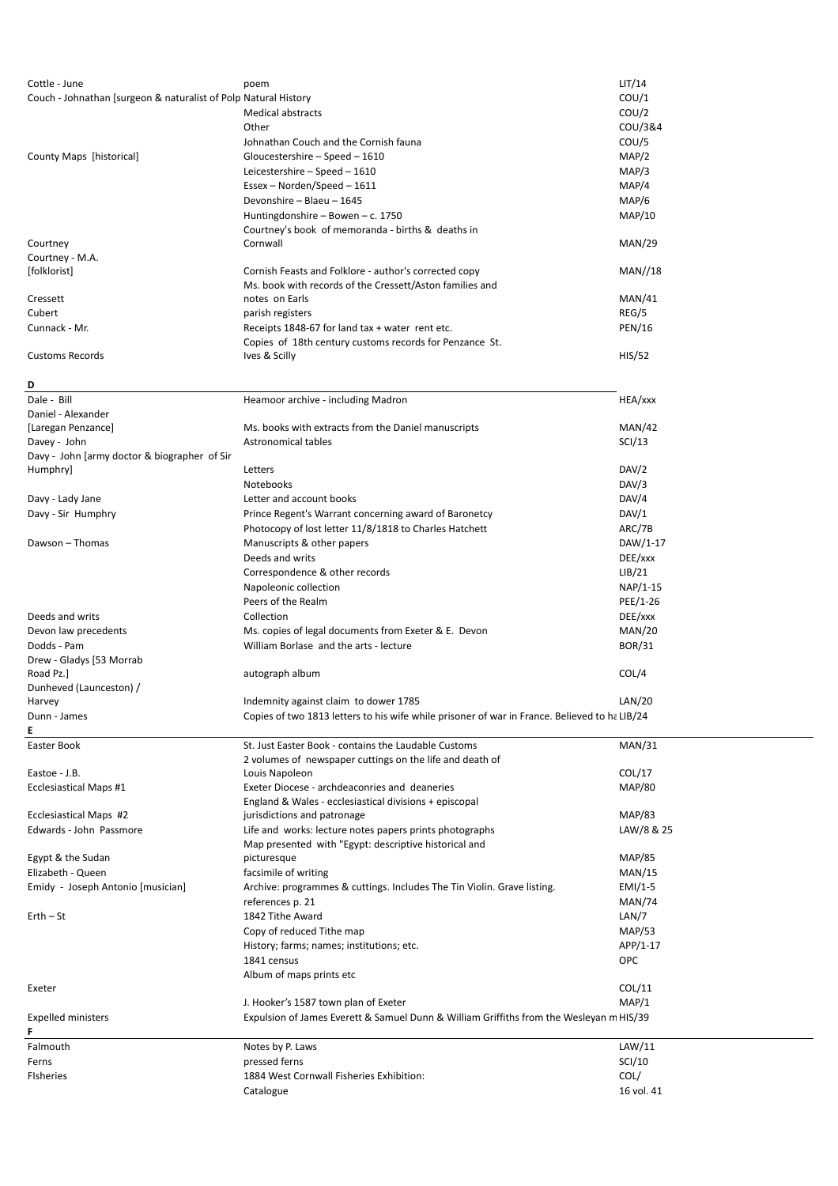| | | |
|---|---|---|
| Cottle - June | poem | LIT/14 |
| Couch - Johnathan [surgeon & naturalist of Polp Natural History | | COU/1 |
| | Medical abstracts | COU/2 |
| | Other | COU/3&4 |
| | Johnathan Couch and the Cornish fauna | COU/5 |
| County Maps [historical] | Gloucestershire – Speed – 1610 | MAP/2 |
| | Leicestershire – Speed – 1610 | MAP/3 |
| | Essex – Norden/Speed – 1611 | MAP/4 |
| | Devonshire – Blaeu – 1645 | MAP/6 |
| | Huntingdonshire – Bowen – c. 1750 | MAP/10 |
| Courtney | Courtney's book of memoranda - births & deaths in Cornwall | MAN/29 |
| Courtney - M.A. [folklorist] | Cornish Feasts and Folklore - author's corrected copy | MAN//18 |
| Cressett | Ms. book with records of the Cressett/Aston families and notes on Earls | MAN/41 |
| Cubert | parish registers | REG/5 |
| Cunnack - Mr. | Receipts 1848-67 for land tax + water rent etc. | PEN/16 |
| Customs Records | Copies of 18th century customs records for Penzance St. Ives & Scilly | HIS/52 |
| **D** | | |
| Dale - Bill | Heamoor archive - including Madron | HEA/xxx |
| Daniel - Alexander [Laregan Penzance] | Ms. books with extracts from the Daniel manuscripts | MAN/42 |
| Davey - John | Astronomical tables | SCI/13 |
| Davy - John [army doctor & biographer of Sir Humphry] | Letters | DAV/2 |
| | Notebooks | DAV/3 |
| Davy - Lady Jane | Letter and account books | DAV/4 |
| Davy - Sir Humphry | Prince Regent's Warrant concerning award of Baronetcy | DAV/1 |
| | Photocopy of lost letter 11/8/1818 to Charles Hatchett | ARC/7B |
| Dawson – Thomas | Manuscripts & other papers | DAW/1-17 |
| | Deeds and writs | DEE/xxx |
| | Correspondence & other records | LIB/21 |
| | Napoleonic collection | NAP/1-15 |
| | Peers of the Realm | PEE/1-26 |
| Deeds and writs | Collection | DEE/xxx |
| Devon law precedents | Ms. copies of legal documents from Exeter & E. Devon | MAN/20 |
| Dodds - Pam | William Borlase and the arts - lecture | BOR/31 |
| Drew - Gladys [53 Morrab Road Pz.] | autograph album | COL/4 |
| Dunheved (Launceston) / Harvey | Indemnity against claim to dower 1785 | LAN/20 |
| Dunn - James | Copies of two 1813 letters to his wife while prisoner of war in France. Believed to ha | LIB/24 |
| **E** | | |
| Easter Book | St. Just Easter Book - contains the Laudable Customs | MAN/31 |
| Eastoe - J.B. | 2 volumes of newspaper cuttings on the life and death of Louis Napoleon | COL/17 |
| Ecclesiastical Maps #1 | Exeter Diocese - archdeaconries and deaneries | MAP/80 |
| Ecclesiastical Maps #2 | England & Wales - ecclesiastical divisions + episcopal jurisdictions and patronage | MAP/83 |
| Edwards - John Passmore | Life and works: lecture notes papers prints photographs | LAW/8 & 25 |
| Egypt & the Sudan | Map presented with "Egypt: descriptive historical and picturesque | MAP/85 |
| Elizabeth - Queen | facsimile of writing | MAN/15 |
| Emidy - Joseph Antonio [musician] | Archive: programmes & cuttings. Includes The Tin Violin. Grave listing. | EMI/1-5 |
| | references p. 21 | MAN/74 |
| Erth – St | 1842 Tithe Award | LAN/7 |
| | Copy of reduced Tithe map | MAP/53 |
| | History; farms; names; institutions; etc. | APP/1-17 |
| | 1841 census | OPC |
| Exeter | Album of maps prints etc | COL/11 |
| | J. Hooker's 1587 town plan of Exeter | MAP/1 |
| Expelled ministers | Expulsion of James Everett & Samuel Dunn & William Griffiths from the Wesleyan m | HIS/39 |
| **F** | | |
| Falmouth | Notes by P. Laws | LAW/11 |
| Ferns | pressed ferns | SCI/10 |
| FIsheries | 1884 West Cornwall Fisheries Exhibition: | COL/ |
| | Catalogue | 16 vol. 41 |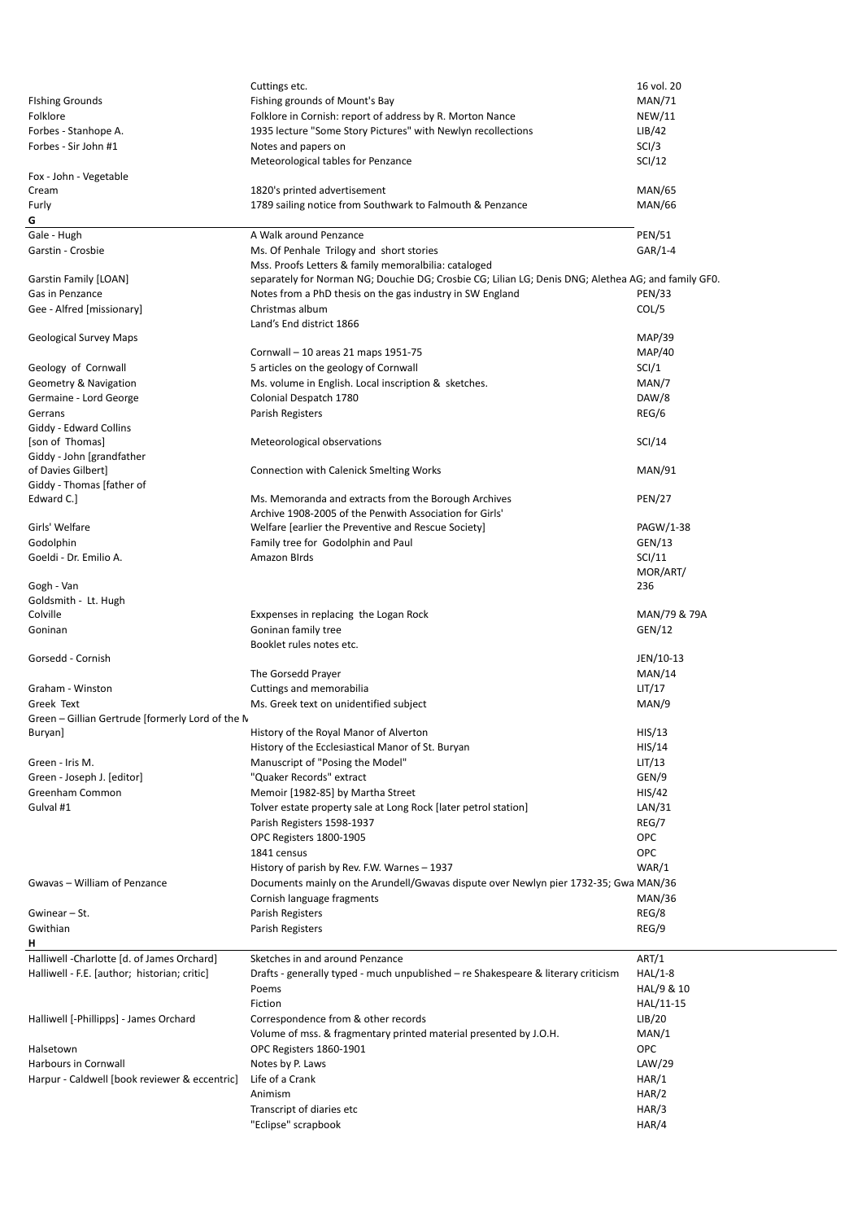| | | |
|---|---|---|
| | Cuttings etc. | 16 vol. 20 |
| FIshing Grounds | Fishing grounds of Mount's Bay | MAN/71 |
| Folklore | Folklore in Cornish: report of address by R. Morton Nance | NEW/11 |
| Forbes - Stanhope A. | 1935 lecture "Some Story Pictures" with Newlyn recollections | LIB/42 |
| Forbes - Sir John #1 | Notes and papers on | SCI/3 |
| | Meteorological tables for Penzance | SCI/12 |
| Fox - John - Vegetable Cream | 1820's printed advertisement | MAN/65 |
| Furly | 1789 sailing notice from Southwark to Falmouth & Penzance | MAN/66 |
| **G** | | |
| Gale - Hugh | A Walk around Penzance | PEN/51 |
| Garstin - Crosbie | Ms. Of Penhale Trilogy and short stories | GAR/1-4 |
| Garstin Family [LOAN] | Mss. Proofs Letters & family memoralbilia: cataloged separately for Norman NG; Douchie DG; Crosbie CG; Lilian LG; Denis DNG; Alethea AG; and family GF0. | |
| Gas in Penzance | Notes from a PhD thesis on the gas industry in SW England | PEN/33 |
| Gee - Alfred [missionary] | Christmas album | COL/5 |
| Geological Survey Maps | Land's End district 1866 | MAP/39 |
| | Cornwall – 10 areas 21 maps 1951-75 | MAP/40 |
| Geology of Cornwall | 5 articles on the geology of Cornwall | SCI/1 |
| Geometry & Navigation | Ms. volume in English. Local inscription & sketches. | MAN/7 |
| Germaine - Lord George | Colonial Despatch 1780 | DAW/8 |
| Gerrans | Parish Registers | REG/6 |
| Giddy - Edward Collins [son of Thomas] | Meteorological observations | SCI/14 |
| Giddy - John [grandfather of Davies Gilbert] | Connection with Calenick Smelting Works | MAN/91 |
| Giddy - Thomas [father of Edward C.] | Ms. Memoranda and extracts from the Borough Archives | PEN/27 |
| Girls' Welfare | Archive 1908-2005 of the Penwith Association for Girls' Welfare [earlier the Preventive and Rescue Society] | PAGW/1-38 |
| Godolphin | Family tree for Godolphin and Paul | GEN/13 |
| Goeldi - Dr. Emilio A. | Amazon BIrds | SCI/11 |
| Gogh - Van | | MOR/ART/ 236 |
| Goldsmith - Lt. Hugh Colville | Exxpenses in replacing the Logan Rock | MAN/79 & 79A |
| Goninan | Goninan family tree | GEN/12 |
| Gorsedd - Cornish | Booklet rules notes etc. | JEN/10-13 |
| | The Gorsedd Prayer | MAN/14 |
| Graham - Winston | Cuttings and memorabilia | LIT/17 |
| Greek Text | Ms. Greek text on unidentified subject | MAN/9 |
| Green – Gillian Gertrude [formerly Lord of the M Buryan] | History of the Royal Manor of Alverton | HIS/13 |
| | History of the Ecclesiastical Manor of St. Buryan | HIS/14 |
| Green - Iris M. | Manuscript of "Posing the Model" | LIT/13 |
| Green - Joseph J. [editor] | "Quaker Records" extract | GEN/9 |
| Greenham Common | Memoir [1982-85] by Martha Street | HIS/42 |
| Gulval #1 | Tolver estate property sale at Long Rock [later petrol station] | LAN/31 |
| | Parish Registers 1598-1937 | REG/7 |
| | OPC Registers 1800-1905 | OPC |
| | 1841 census | OPC |
| | History of parish by Rev. F.W. Warnes – 1937 | WAR/1 |
| Gwavas – William of Penzance | Documents mainly on the Arundell/Gwavas dispute over Newlyn pier 1732-35; Gwa | MAN/36 |
| | Cornish language fragments | MAN/36 |
| Gwinear – St. | Parish Registers | REG/8 |
| Gwithian | Parish Registers | REG/9 |
| **H** | | |
| Halliwell -Charlotte [d. of James Orchard] | Sketches in and around Penzance | ART/1 |
| Halliwell - F.E. [author; historian; critic] | Drafts - generally typed - much unpublished – re Shakespeare & literary criticism | HAL/1-8 |
| | Poems | HAL/9 & 10 |
| | Fiction | HAL/11-15 |
| Halliwell [-Phillipps] - James Orchard | Correspondence from & other records | LIB/20 |
| | Volume of mss. & fragmentary printed material presented by J.O.H. | MAN/1 |
| Halsetown | OPC Registers 1860-1901 | OPC |
| Harbours in Cornwall | Notes by P. Laws | LAW/29 |
| Harpur - Caldwell [book reviewer & eccentric] | Life of a Crank | HAR/1 |
| | Animism | HAR/2 |
| | Transcript of diaries etc | HAR/3 |
| | "Eclipse" scrapbook | HAR/4 |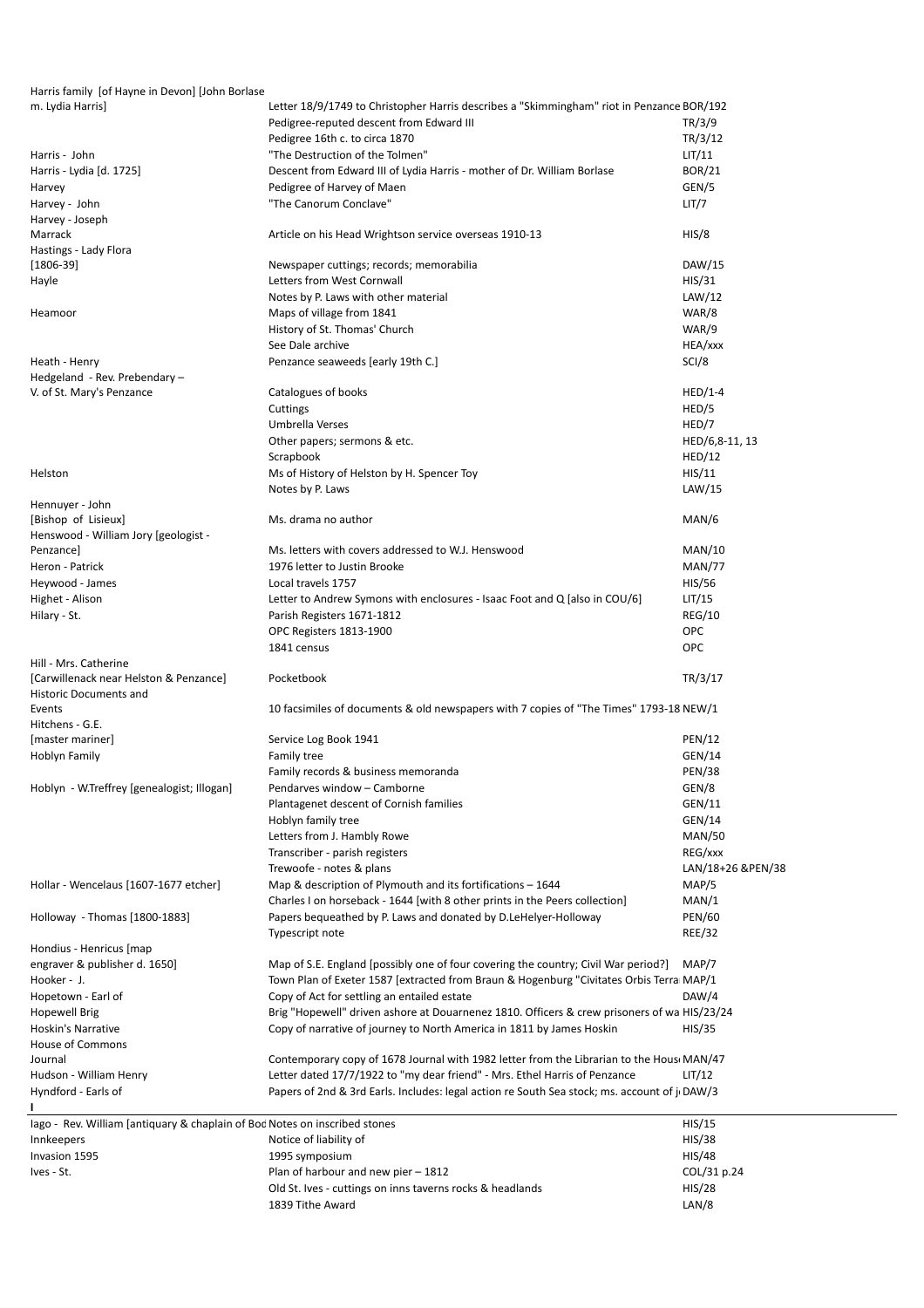| | | |
|---|---|---|
| Harris family [of Hayne in Devon] [John Borlase m. Lydia Harris] | Letter 18/9/1749 to Christopher Harris describes a "Skimmingham" riot in Penzance | BOR/192 |
| | Pedigree-reputed descent from Edward III | TR/3/9 |
| | Pedigree 16th c. to circa 1870 | TR/3/12 |
| Harris - John | "The Destruction of the Tolmen" | LIT/11 |
| Harris - Lydia [d. 1725] | Descent from Edward III of Lydia Harris - mother of Dr. William Borlase | BOR/21 |
| Harvey | Pedigree of Harvey of Maen | GEN/5 |
| Harvey - John | "The Canorum Conclave" | LIT/7 |
| Harvey - Joseph Marrack | Article on his Head Wrightson service overseas 1910-13 | HIS/8 |
| Hastings - Lady Flora [1806-39] | Newspaper cuttings; records; memorabilia | DAW/15 |
| Hayle | Letters from West Cornwall | HIS/31 |
| | Notes by P. Laws with other material | LAW/12 |
| Heamoor | Maps of village from 1841 | WAR/8 |
| | History of St. Thomas' Church | WAR/9 |
| | See Dale archive | HEA/xxx |
| Heath - Henry | Penzance seaweeds [early 19th C.] | SCI/8 |
| Hedgeland - Rev. Prebendary – V. of St. Mary's Penzance | Catalogues of books | HED/1-4 |
| | Cuttings | HED/5 |
| | Umbrella Verses | HED/7 |
| | Other papers; sermons & etc. | HED/6,8-11, 13 |
| | Scrapbook | HED/12 |
| Helston | Ms of History of Helston by H. Spencer Toy | HIS/11 |
| | Notes by P. Laws | LAW/15 |
| Hennuyer - John [Bishop of Lisieux] | Ms. drama no author | MAN/6 |
| Henswood - William Jory [geologist - Penzance] | Ms. letters with covers addressed to W.J. Henswood | MAN/10 |
| Heron - Patrick | 1976 letter to Justin Brooke | MAN/77 |
| Heywood - James | Local travels 1757 | HIS/56 |
| Highet - Alison | Letter to Andrew Symons with enclosures - Isaac Foot and Q [also in COU/6] | LIT/15 |
| Hilary - St. | Parish Registers 1671-1812 | REG/10 |
| | OPC Registers 1813-1900 | OPC |
| | 1841 census | OPC |
| Hill - Mrs. Catherine [Carwillenack near Helston & Penzance] | Pocketbook | TR/3/17 |
| Historic Documents and Events | 10 facsimiles of documents & old newspapers with 7 copies of "The Times" 1793-18 | NEW/1 |
| Hitchens - G.E. [master mariner] | Service Log Book 1941 | PEN/12 |
| Hoblyn Family | Family tree | GEN/14 |
| | Family records & business memoranda | PEN/38 |
| Hoblyn - W.Treffrey [genealogist; Illogan] | Pendarves window – Camborne | GEN/8 |
| | Plantagenet descent of Cornish families | GEN/11 |
| | Hoblyn family tree | GEN/14 |
| | Letters from J. Hambly Rowe | MAN/50 |
| | Transcriber - parish registers | REG/xxx |
| | Trewoofe - notes & plans | LAN/18+26 &PEN/38 |
| Hollar - Wencelaus [1607-1677 etcher] | Map & description of Plymouth and its fortifications – 1644 | MAP/5 |
| | Charles I on horseback - 1644 [with 8 other prints in the Peers collection] | MAN/1 |
| Holloway - Thomas [1800-1883] | Papers bequeathed by P. Laws and donated by D.LeHelyer-Holloway | PEN/60 |
| | Typescript note | REE/32 |
| Hondius - Henricus [map engraver & publisher d. 1650] | Map of S.E. England [possibly one of four covering the country; Civil War period?] | MAP/7 |
| Hooker - J. | Town Plan of Exeter 1587 [extracted from Braun & Hogenburg "Civitates Orbis Terra | MAP/1 |
| Hopetown - Earl of | Copy of Act for settling an entailed estate | DAW/4 |
| Hopewell Brig | Brig "Hopewell" driven ashore at Douarnenez 1810. Officers & crew prisoners of wa | HIS/23/24 |
| Hoskin's Narrative | Copy of narrative of journey to North America in 1811 by James Hoskin | HIS/35 |
| House of Commons Journal | Contemporary copy of 1678 Journal with 1982 letter from the Librarian to the Hous | MAN/47 |
| Hudson - William Henry | Letter dated 17/7/1922 to "my dear friend" - Mrs. Ethel Harris of Penzance | LIT/12 |
| Hyndford - Earls of | Papers of 2nd & 3rd Earls. Includes: legal action re South Sea stock; ms. account of j | DAW/3 |
| **I** | | |
| Iago - Rev. William [antiquary & chaplain of Bod | Notes on inscribed stones | HIS/15 |
| Innkeepers | Notice of liability of | HIS/38 |
| Invasion 1595 | 1995 symposium | HIS/48 |
| Ives - St. | Plan of harbour and new pier – 1812 | COL/31 p.24 |
| | Old St. Ives - cuttings on inns taverns rocks & headlands | HIS/28 |
| | 1839 Tithe Award | LAN/8 |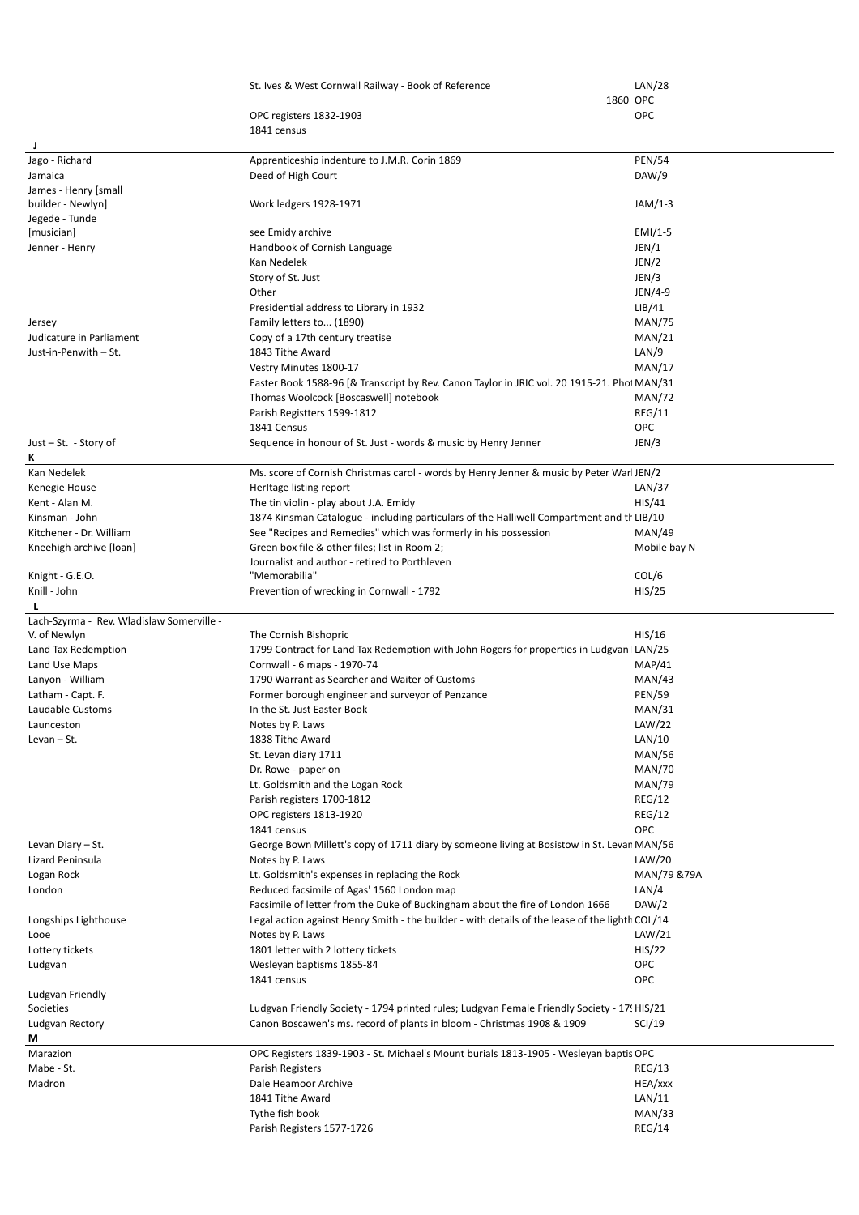| | | |
|---|---|---|
| | St. Ives & West Cornwall Railway - Book of Reference | LAN/28 |
| | 1860 | OPC |
| | OPC registers 1832-1903 | OPC |
| | 1841 census | |
| **J** | | |
| Jago - Richard | Apprenticeship indenture to J.M.R. Corin 1869 | PEN/54 |
| Jamaica | Deed of High Court | DAW/9 |
| James - Henry [small builder - Newlyn] | Work ledgers 1928-1971 | JAM/1-3 |
| Jegede - Tunde [musician] | see Emidy archive | EMI/1-5 |
| Jenner - Henry | Handbook of Cornish Language | JEN/1 |
| | Kan Nedelek | JEN/2 |
| | Story of St. Just | JEN/3 |
| | Other | JEN/4-9 |
| | Presidential address to Library in 1932 | LIB/41 |
| Jersey | Family letters to... (1890) | MAN/75 |
| Judicature in Parliament | Copy of a 17th century treatise | MAN/21 |
| Just-in-Penwith – St. | 1843 Tithe Award | LAN/9 |
| | Vestry Minutes 1800-17 | MAN/17 |
| | Easter Book 1588-96 [& Transcript by Rev. Canon Taylor in JRIC vol. 20 1915-21. Phot | MAN/31 |
| | Thomas Woolcock [Boscaswell] notebook | MAN/72 |
| | Parish Registters 1599-1812 | REG/11 |
| | 1841 Census | OPC |
| Just – St. - Story of | Sequence in honour of St. Just - words & music by Henry Jenner | JEN/3 |
| **K** | | |
| Kan Nedelek | Ms. score of Cornish Christmas carol - words by Henry Jenner & music by Peter Warl | JEN/2 |
| Kenegie House | HerItage listing report | LAN/37 |
| Kent - Alan M. | The tin violin - play about J.A. Emidy | HIS/41 |
| Kinsman - John | 1874 Kinsman Catalogue - including particulars of the Halliwell Compartment and th | LIB/10 |
| Kitchener - Dr. William | See "Recipes and Remedies" which was formerly in his possession | MAN/49 |
| Kneehigh archive [loan] | Green box file & other files; list in Room 2; | Mobile bay N |
| | Journalist and author - retired to Porthleven | |
| Knight - G.E.O. | "Memorabilia" | COL/6 |
| Knill - John | Prevention of wrecking in Cornwall - 1792 | HIS/25 |
| **L** | | |
| Lach-Szyrma - Rev. Wladislaw Somerville - V. of Newlyn | The Cornish Bishopric | HIS/16 |
| Land Tax Redemption | 1799 Contract for Land Tax Redemption with John Rogers for properties in Ludgvan | LAN/25 |
| Land Use Maps | Cornwall - 6 maps - 1970-74 | MAP/41 |
| Lanyon - William | 1790 Warrant as Searcher and Waiter of Customs | MAN/43 |
| Latham - Capt. F. | Former borough engineer and surveyor of Penzance | PEN/59 |
| Laudable Customs | In the St. Just Easter Book | MAN/31 |
| Launceston | Notes by P. Laws | LAW/22 |
| Levan – St. | 1838 Tithe Award | LAN/10 |
| | St. Levan diary 1711 | MAN/56 |
| | Dr. Rowe - paper on | MAN/70 |
| | Lt. Goldsmith and the Logan Rock | MAN/79 |
| | Parish registers 1700-1812 | REG/12 |
| | OPC registers 1813-1920 | REG/12 |
| | 1841 census | OPC |
| Levan Diary – St. | George Bown Millett's copy of 1711 diary by someone living at Bosistow in St. Levan | MAN/56 |
| Lizard Peninsula | Notes by P. Laws | LAW/20 |
| Logan Rock | Lt. Goldsmith's expenses in replacing the Rock | MAN/79 &79A |
| London | Reduced facsimile of Agas' 1560 London map | LAN/4 |
| | Facsimile of letter from the Duke of Buckingham about the fire of London 1666 | DAW/2 |
| Longships Lighthouse | Legal action against Henry Smith - the builder - with details of the lease of the lighth | COL/14 |
| Looe | Notes by P. Laws | LAW/21 |
| Lottery tickets | 1801 letter with 2 lottery tickets | HIS/22 |
| Ludgvan | Wesleyan baptisms 1855-84 | OPC |
| | 1841 census | OPC |
| Ludgvan Friendly Societies | Ludgvan Friendly Society - 1794 printed rules; Ludgvan Female Friendly Society - 17 | HIS/21 |
| Ludgvan Rectory | Canon Boscawen's ms. record of plants in bloom - Christmas 1908 & 1909 | SCI/19 |
| **M** | | |
| Marazion | OPC Registers 1839-1903 - St. Michael's Mount burials 1813-1905 - Wesleyan baptis | OPC |
| Mabe - St. | Parish Registers | REG/13 |
| Madron | Dale Heamoor Archive | HEA/xxx |
| | 1841 Tithe Award | LAN/11 |
| | Tythe fish book | MAN/33 |
| | Parish Registers 1577-1726 | REG/14 |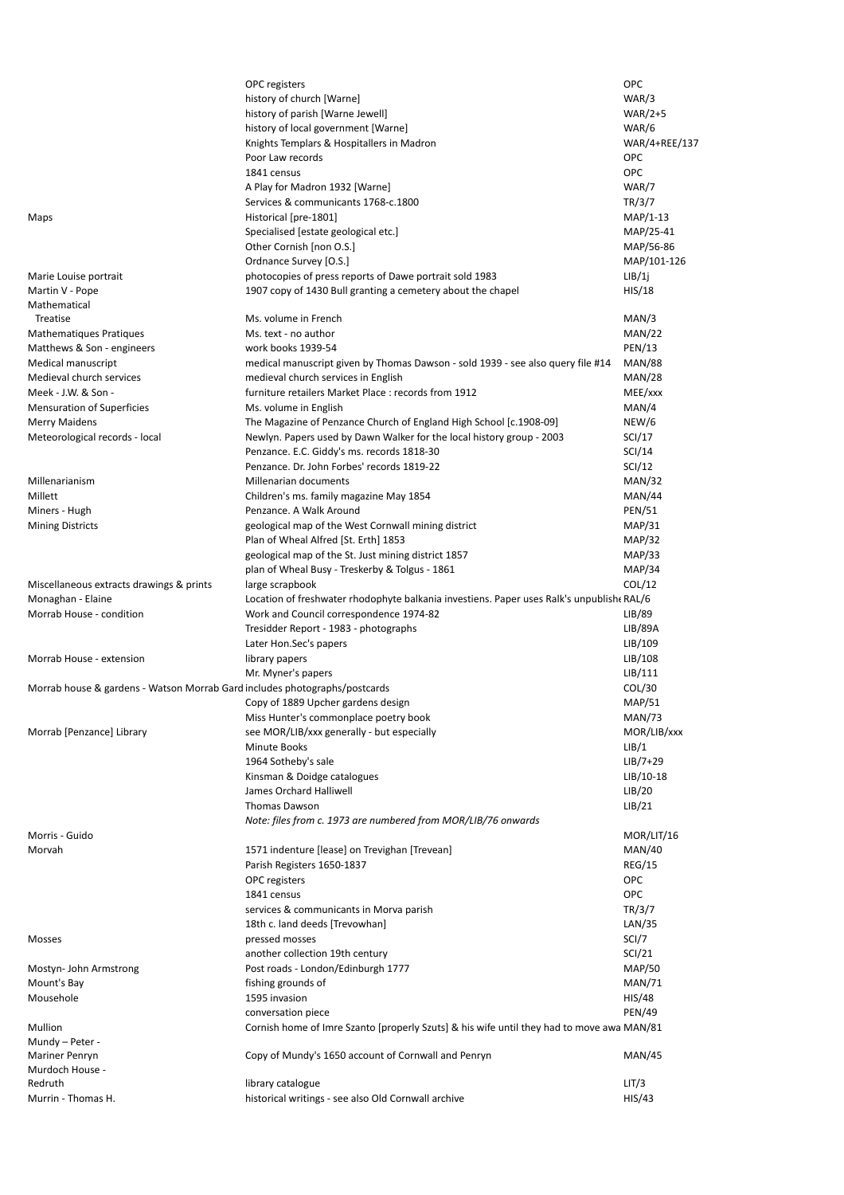| | | |
|---|---|---|
| | OPC registers | OPC |
| | history of church [Warne] | WAR/3 |
| | history of parish [Warne Jewell] | WAR/2+5 |
| | history of local government [Warne] | WAR/6 |
| | Knights Templars & Hospitallers in Madron | WAR/4+REE/137 |
| | Poor Law records | OPC |
| | 1841 census | OPC |
| | A Play for Madron 1932 [Warne] | WAR/7 |
| | Services & communicants 1768-c.1800 | TR/3/7 |
| Maps | Historical [pre-1801] | MAP/1-13 |
| | Specialised [estate geological etc.] | MAP/25-41 |
| | Other Cornish [non O.S.] | MAP/56-86 |
| | Ordnance Survey [O.S.] | MAP/101-126 |
| Marie Louise portrait | photocopies of press reports of Dawe portrait sold 1983 | LIB/1j |
| Martin V - Pope | 1907 copy of 1430 Bull granting a cemetery about the chapel | HIS/18 |
| Mathematical Treatise | Ms. volume in French | MAN/3 |
| Mathematiques Pratiques | Ms. text - no author | MAN/22 |
| Matthews & Son - engineers | work books 1939-54 | PEN/13 |
| Medical manuscript | medical manuscript given by Thomas Dawson - sold 1939 - see also query file #14 | MAN/88 |
| Medieval church services | medieval church services in English | MAN/28 |
| Meek - J.W. & Son - | furniture retailers Market Place : records from 1912 | MEE/xxx |
| Mensuration of Superficies | Ms. volume in English | MAN/4 |
| Merry Maidens | The Magazine of Penzance Church of England High School [c.1908-09] | NEW/6 |
| Meteorological records - local | Newlyn. Papers used by Dawn Walker for the local history group - 2003 | SCI/17 |
| | Penzance. E.C. Giddy's ms. records 1818-30 | SCI/14 |
| | Penzance. Dr. John Forbes' records 1819-22 | SCI/12 |
| Millenarianism | Millenarian documents | MAN/32 |
| Millett | Children's ms. family magazine May 1854 | MAN/44 |
| Miners - Hugh | Penzance. A Walk Around | PEN/51 |
| Mining Districts | geological map of the West Cornwall mining district | MAP/31 |
| | Plan of Wheal Alfred [St. Erth] 1853 | MAP/32 |
| | geological map of the St. Just mining district 1857 | MAP/33 |
| | plan of Wheal Busy - Treskerby & Tolgus - 1861 | MAP/34 |
| Miscellaneous extracts drawings & prints | large scrapbook | COL/12 |
| Monaghan - Elaine | Location of freshwater rhodophyte balkania investiens. Paper uses Ralk's unpublishe | RAL/6 |
| Morrab House - condition | Work and Council correspondence 1974-82 | LIB/89 |
| | Tresidder Report - 1983 - photographs | LIB/89A |
| | Later Hon.Sec's papers | LIB/109 |
| Morrab House - extension | library papers | LIB/108 |
| | Mr. Myner's papers | LIB/111 |
| Morrab house & gardens - Watson Morrab Gard | includes photographs/postcards | COL/30 |
| | Copy of 1889 Upcher gardens design | MAP/51 |
| | Miss Hunter's commonplace poetry book | MAN/73 |
| Morrab [Penzance] Library | see MOR/LIB/xxx generally - but especially | MOR/LIB/xxx |
| | Minute Books | LIB/1 |
| | 1964 Sotheby's sale | LIB/7+29 |
| | Kinsman & Doidge catalogues | LIB/10-18 |
| | James Orchard Halliwell | LIB/20 |
| | Thomas Dawson | LIB/21 |
| | *Note: files from c. 1973 are numbered from MOR/LIB/76 onwards* | |
| Morris - Guido | | MOR/LIT/16 |
| Morvah | 1571 indenture [lease] on Trevighan [Trevean] | MAN/40 |
| | Parish Registers 1650-1837 | REG/15 |
| | OPC registers | OPC |
| | 1841 census | OPC |
| | services & communicants in Morva parish | TR/3/7 |
| | 18th c. land deeds [Trevowhan] | LAN/35 |
| Mosses | pressed mosses | SCI/7 |
| | another collection 19th century | SCI/21 |
| Mostyn- John Armstrong | Post roads - London/Edinburgh 1777 | MAP/50 |
| Mount's Bay | fishing grounds of | MAN/71 |
| Mousehole | 1595 invasion | HIS/48 |
| | conversation piece | PEN/49 |
| Mullion | Cornish home of Imre Szanto [properly Szuts] & his wife until they had to move awa | MAN/81 |
| Mundy – Peter - Mariner Penryn | Copy of Mundy's 1650 account of Cornwall and Penryn | MAN/45 |
| Murdoch House - Redruth | library catalogue | LIT/3 |
| Murrin - Thomas H. | historical writings - see also Old Cornwall archive | HIS/43 |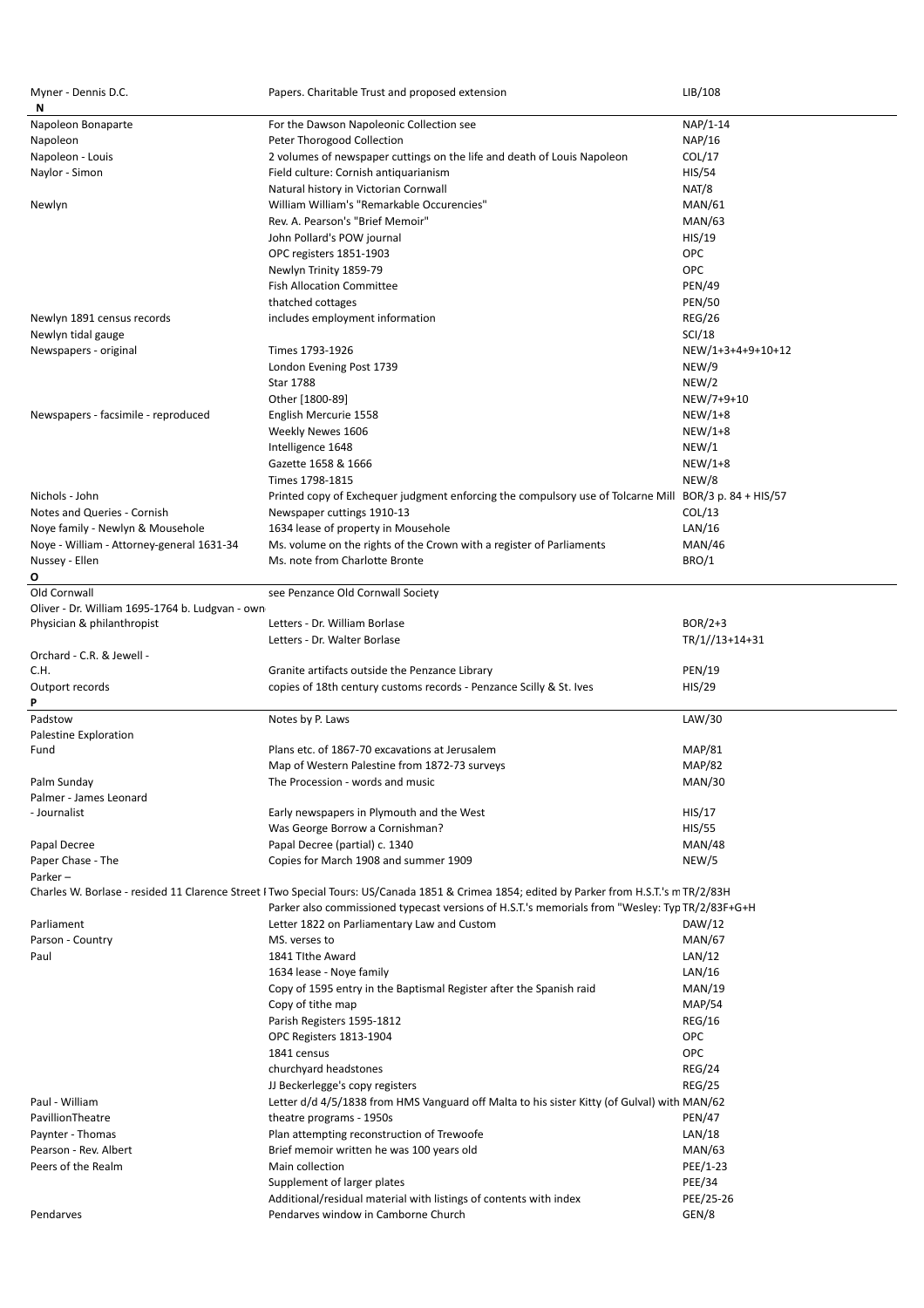| | | |
|---|---|---|
| Myner - Dennis D.C. | Papers. Charitable Trust and proposed extension | LIB/108 |
| **N** | | |
| Napoleon Bonaparte | For the Dawson Napoleonic Collection see | NAP/1-14 |
| Napoleon | Peter Thorogood Collection | NAP/16 |
| Napoleon - Louis | 2 volumes of newspaper cuttings on the life and death of Louis Napoleon | COL/17 |
| Naylor - Simon | Field culture: Cornish antiquarianism | HIS/54 |
| | Natural history in Victorian Cornwall | NAT/8 |
| Newlyn | William William's "Remarkable Occurencies" | MAN/61 |
| | Rev. A. Pearson's "Brief Memoir" | MAN/63 |
| | John Pollard's POW journal | HIS/19 |
| | OPC registers 1851-1903 | OPC |
| | Newlyn Trinity 1859-79 | OPC |
| | Fish Allocation Committee | PEN/49 |
| | thatched cottages | PEN/50 |
| Newlyn 1891 census records | includes employment information | REG/26 |
| Newlyn tidal gauge | | SCI/18 |
| Newspapers - original | Times 1793-1926 | NEW/1+3+4+9+10+12 |
| | London Evening Post 1739 | NEW/9 |
| | Star 1788 | NEW/2 |
| | Other [1800-89] | NEW/7+9+10 |
| Newspapers - facsimile - reproduced | English Mercurie 1558 | NEW/1+8 |
| | Weekly Newes 1606 | NEW/1+8 |
| | Intelligence 1648 | NEW/1 |
| | Gazette 1658 & 1666 | NEW/1+8 |
| | Times 1798-1815 | NEW/8 |
| Nichols - John | Printed copy of Exchequer judgment enforcing the compulsory use of Tolcarne Mill | BOR/3 p. 84 + HIS/57 |
| Notes and Queries - Cornish | Newspaper cuttings 1910-13 | COL/13 |
| Noye family - Newlyn & Mousehole | 1634 lease of property in Mousehole | LAN/16 |
| Noye - William - Attorney-general 1631-34 | Ms. volume on the rights of the Crown with a register of Parliaments | MAN/46 |
| Nussey - Ellen | Ms. note from Charlotte Bronte | BRO/1 |
| **O** | | |
| Old Cornwall | see Penzance Old Cornwall Society | |
| Oliver - Dr. William 1695-1764 b. Ludgvan - own | | |
| Physician & philanthropist | Letters - Dr. William Borlase | BOR/2+3 |
| | Letters - Dr. Walter Borlase | TR/1//13+14+31 |
| Orchard - C.R. & Jewell - | | |
| C.H. | Granite artifacts outside the Penzance Library | PEN/19 |
| Outport records | copies of 18th century customs records - Penzance Scilly & St. Ives | HIS/29 |
| **P** | | |
| Padstow | Notes by P. Laws | LAW/30 |
| Palestine Exploration | | |
| Fund | Plans etc. of 1867-70 excavations at Jerusalem | MAP/81 |
| | Map of Western Palestine from 1872-73 surveys | MAP/82 |
| Palm Sunday | The Procession - words and music | MAN/30 |
| Palmer - James Leonard | | |
| - Journalist | Early newspapers in Plymouth and the West | HIS/17 |
| | Was George Borrow a Cornishman? | HIS/55 |
| Papal Decree | Papal Decree (partial) c. 1340 | MAN/48 |
| Paper Chase - The | Copies for March 1908 and summer 1909 | NEW/5 |
| Parker – | | |
| Charles W. Borlase - resided 11 Clarence Street I | Two Special Tours: US/Canada 1851 & Crimea 1854; edited by Parker from H.S.T.'s m | TR/2/83H |
| | Parker also commissioned typecast versions of H.S.T.'s memorials from "Wesley: Typ | TR/2/83F+G+H |
| Parliament | Letter 1822 on Parliamentary Law and Custom | DAW/12 |
| Parson - Country | MS. verses to | MAN/67 |
| Paul | 1841 TIthe Award | LAN/12 |
| | 1634 lease - Noye family | LAN/16 |
| | Copy of 1595 entry in the Baptismal Register after the Spanish raid | MAN/19 |
| | Copy of tithe map | MAP/54 |
| | Parish Registers 1595-1812 | REG/16 |
| | OPC Registers 1813-1904 | OPC |
| | 1841 census | OPC |
| | churchyard headstones | REG/24 |
| | JJ Beckerlegge's copy registers | REG/25 |
| Paul - William | Letter d/d 4/5/1838 from HMS Vanguard off Malta to his sister Kitty (of Gulval) with | MAN/62 |
| PavillionTheatre | theatre programs - 1950s | PEN/47 |
| Paynter - Thomas | Plan attempting reconstruction of Trewoofe | LAN/18 |
| Pearson - Rev. Albert | Brief memoir written he was 100 years old | MAN/63 |
| Peers of the Realm | Main collection | PEE/1-23 |
| | Supplement of larger plates | PEE/34 |
| | Additional/residual material with listings of contents with index | PEE/25-26 |
| Pendarves | Pendarves window in Camborne Church | GEN/8 |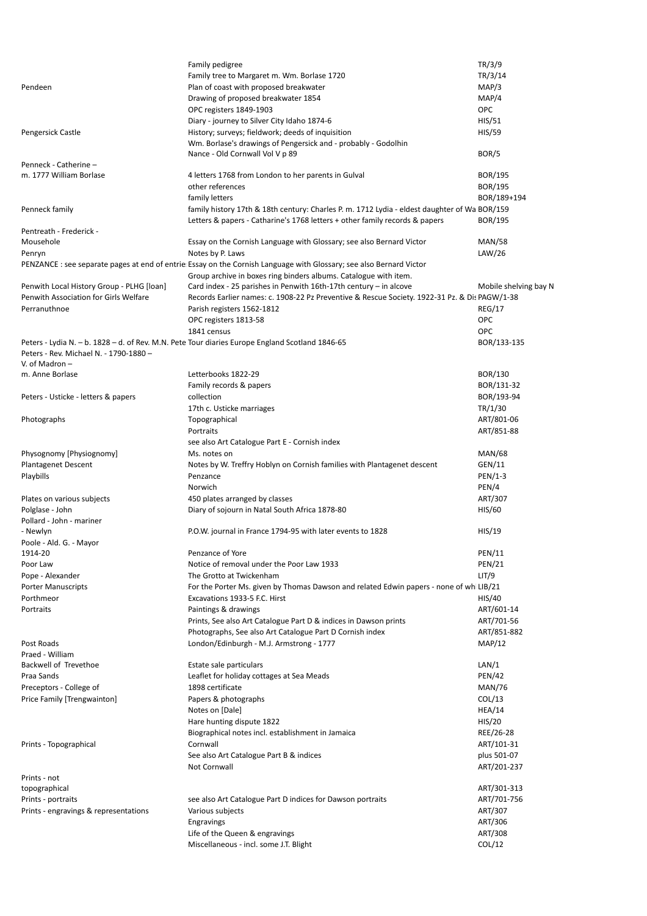| | | |
|---|---|---|
| | Family pedigree | TR/3/9 |
| | Family tree to Margaret m. Wm. Borlase 1720 | TR/3/14 |
| Pendeen | Plan of coast with proposed breakwater | MAP/3 |
| | Drawing of proposed breakwater 1854 | MAP/4 |
| | OPC registers 1849-1903 | OPC |
| | Diary - journey to Silver City Idaho 1874-6 | HIS/51 |
| Pengersick Castle | History; surveys; fieldwork; deeds of inquisition | HIS/59 |
| | Wm. Borlase's drawings of Pengersick and - probably - Godolhin | |
| | Nance - Old Cornwall Vol V p 89 | BOR/5 |
| Penneck - Catherine – m. 1777 William Borlase | 4 letters 1768 from London to her parents in Gulval | BOR/195 |
| | other references | BOR/195 |
| | family letters | BOR/189+194 |
| Penneck family | family history 17th & 18th century: Charles P. m. 1712 Lydia - eldest daughter of Wa | BOR/159 |
| | Letters & papers - Catharine's 1768 letters + other family records & papers | BOR/195 |
| Pentreath - Frederick - Mousehole | Essay on the Cornish Language with Glossary; see also Bernard Victor | MAN/58 |
| Penryn | Notes by P. Laws | LAW/26 |
| PENZANCE : see separate pages at end of entrie | Essay on the Cornish Language with Glossary; see also Bernard Victor | |
| | Group archive in boxes ring binders albums. Catalogue with item. | |
| Penwith Local History Group - PLHG [loan] | Card index - 25 parishes in Penwith 16th-17th century – in alcove | Mobile shelving bay N |
| Penwith Association for Girls Welfare | Records Earlier names: c. 1908-22 Pz Preventive & Rescue Society. 1922-31 Pz. & Dis | PAGW/1-38 |
| Perranuthnoe | Parish registers 1562-1812 | REG/17 |
| | OPC registers 1813-58 | OPC |
| | 1841 census | OPC |
| Peters - Lydia N. – b. 1828 – d. of Rev. M.N. Pete | Tour diaries Europe England Scotland 1846-65 | BOR/133-135 |
| Peters - Rev. Michael N. - 1790-1880 – V. of Madron – m. Anne Borlase | Letterbooks 1822-29 | BOR/130 |
| | Family records & papers | BOR/131-32 |
| Peters - Usticke - letters & papers | collection | BOR/193-94 |
| | 17th c. Usticke marriages | TR/1/30 |
| Photographs | Topographical | ART/801-06 |
| | Portraits | ART/851-88 |
| | see also Art Catalogue Part E - Cornish index | |
| Physognomy [Physiognomy] | Ms. notes on | MAN/68 |
| Plantagenet Descent | Notes by W. Treffry Hoblyn on Cornish families with Plantagenet descent | GEN/11 |
| Playbills | Penzance | PEN/1-3 |
| | Norwich | PEN/4 |
| Plates on various subjects | 450 plates arranged by classes | ART/307 |
| Polglase - John | Diary of sojourn in Natal South Africa 1878-80 | HIS/60 |
| Pollard - John - mariner - Newlyn | P.O.W. journal in France 1794-95 with later events to 1828 | HIS/19 |
| Poole - Ald. G. - Mayor 1914-20 | Penzance of Yore | PEN/11 |
| Poor Law | Notice of removal under the Poor Law 1933 | PEN/21 |
| Pope - Alexander | The Grotto at Twickenham | LIT/9 |
| Porter Manuscripts | For the Porter Ms. given by Thomas Dawson and related Edwin papers - none of wh | LIB/21 |
| Porthmeor | Excavations 1933-5 F.C. Hirst | HIS/40 |
| Portraits | Paintings & drawings | ART/601-14 |
| | Prints, See also Art Catalogue Part D & indices in Dawson prints | ART/701-56 |
| | Photographs, See also Art Catalogue Part D Cornish index | ART/851-882 |
| Post Roads | London/Edinburgh - M.J. Armstrong - 1777 | MAP/12 |
| Praed - William Backwell of Trevethoe | Estate sale particulars | LAN/1 |
| Praa Sands | Leaflet for holiday cottages at Sea Meads | PEN/42 |
| Preceptors - College of | 1898 certificate | MAN/76 |
| Price Family [Trengwainton] | Papers & photographs | COL/13 |
| | Notes on [Dale] | HEA/14 |
| | Hare hunting dispute 1822 | HIS/20 |
| | Biographical notes incl. establishment in Jamaica | REE/26-28 |
| Prints - Topographical | Cornwall | ART/101-31 |
| | See also Art Catalogue Part B & indices | plus 501-07 |
| | Not Cornwall | ART/201-237 |
| Prints - not topographical | | ART/301-313 |
| Prints - portraits | see also Art Catalogue Part D indices for Dawson portraits | ART/701-756 |
| Prints - engravings & representations | Various subjects | ART/307 |
| | Engravings | ART/306 |
| | Life of the Queen & engravings | ART/308 |
| | Miscellaneous - incl. some J.T. Blight | COL/12 |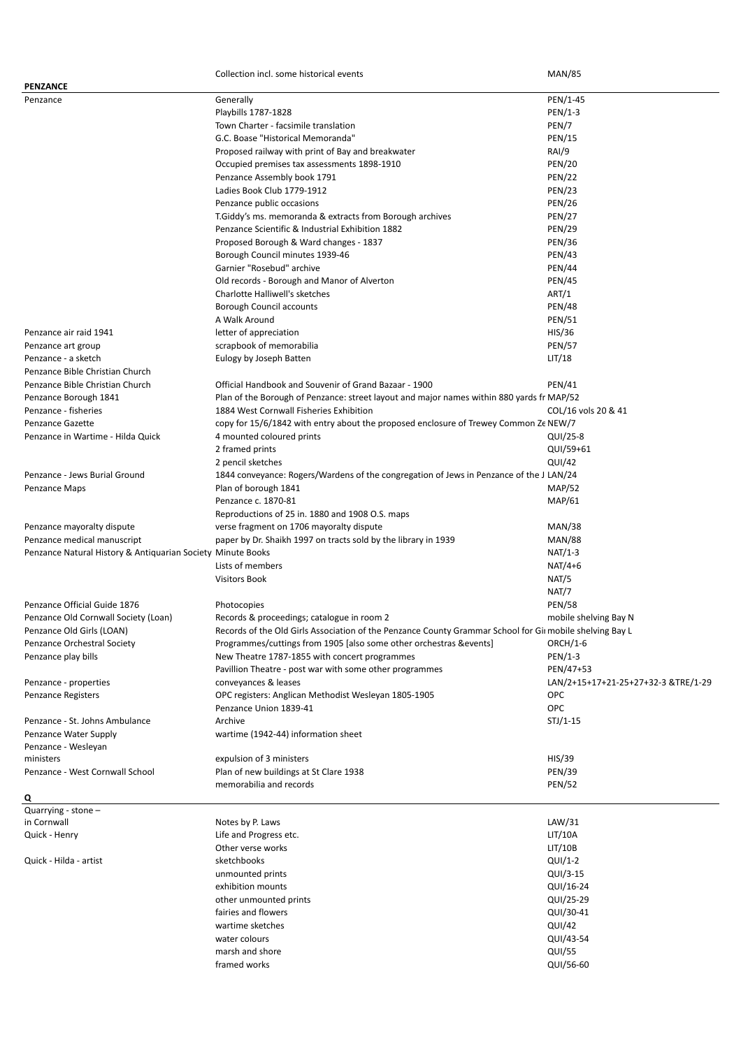| | Collection incl. some historical events | MAN/85 |
|---|---|---|
| **PENZANCE** | | |
| Penzance | Generally | PEN/1-45 |
| | Playbills 1787-1828 | PEN/1-3 |
| | Town Charter - facsimile translation | PEN/7 |
| | G.C. Boase "Historical Memoranda" | PEN/15 |
| | Proposed railway with print of Bay and breakwater | RAI/9 |
| | Occupied premises tax assessments 1898-1910 | PEN/20 |
| | Penzance Assembly book 1791 | PEN/22 |
| | Ladies Book Club 1779-1912 | PEN/23 |
| | Penzance public occasions | PEN/26 |
| | T.Giddy's ms. memoranda & extracts from Borough archives | PEN/27 |
| | Penzance Scientific & Industrial Exhibition 1882 | PEN/29 |
| | Proposed Borough & Ward changes - 1837 | PEN/36 |
| | Borough Council minutes 1939-46 | PEN/43 |
| | Garnier "Rosebud" archive | PEN/44 |
| | Old records - Borough and Manor of Alverton | PEN/45 |
| | Charlotte Halliwell's sketches | ART/1 |
| | Borough Council accounts | PEN/48 |
| | A Walk Around | PEN/51 |
| Penzance air raid 1941 | letter of appreciation | HIS/36 |
| Penzance art group | scrapbook of memorabilia | PEN/57 |
| Penzance - a sketch | Eulogy by Joseph Batten | LIT/18 |
| Penzance Bible Christian Church | | |
| Penzance Bible Christian Church | Official Handbook and Souvenir of Grand Bazaar - 1900 | PEN/41 |
| Penzance Borough 1841 | Plan of the Borough of Penzance: street layout and major names within 880 yards fr | MAP/52 |
| Penzance - fisheries | 1884 West Cornwall Fisheries Exhibition | COL/16 vols 20 & 41 |
| Penzance Gazette | copy for 15/6/1842 with entry about the proposed enclosure of Trewey Common Ze | NEW/7 |
| Penzance in Wartime - Hilda Quick | 4 mounted coloured prints | QUI/25-8 |
| | 2 framed prints | QUI/59+61 |
| | 2 pencil sketches | QUI/42 |
| Penzance - Jews Burial Ground | 1844 conveyance: Rogers/Wardens of the congregation of Jews in Penzance of the J | LAN/24 |
| Penzance Maps | Plan of borough 1841 | MAP/52 |
| | Penzance c. 1870-81 | MAP/61 |
| | Reproductions of 25 in. 1880 and 1908 O.S. maps | |
| Penzance mayoralty dispute | verse fragment on 1706 mayoralty dispute | MAN/38 |
| Penzance medical manuscript | paper by Dr. Shaikh 1997 on tracts sold by the library in 1939 | MAN/88 |
| Penzance Natural History & Antiquarian Society | Minute Books | NAT/1-3 |
| | Lists of members | NAT/4+6 |
| | Visitors Book | NAT/5 |
| | | NAT/7 |
| Penzance Official Guide 1876 | Photocopies | PEN/58 |
| Penzance Old Cornwall Society (Loan) | Records & proceedings; catalogue in room 2 | mobile shelving Bay N |
| Penzance Old Girls (LOAN) | Records of the Old Girls Association of the Penzance County Grammar School for Gi | mobile shelving Bay L |
| Penzance Orchestral Society | Programmes/cuttings from 1905 [also some other orchestras &events] | ORCH/1-6 |
| Penzance play bills | New Theatre 1787-1855 with concert programmes | PEN/1-3 |
| | Pavillion Theatre - post war with some other programmes | PEN/47+53 |
| Penzance - properties | conveyances & leases | LAN/2+15+17+21-25+27+32-3 &TRE/1-29 |
| Penzance Registers | OPC registers: Anglican Methodist Wesleyan 1805-1905 | OPC |
| | Penzance Union 1839-41 | OPC |
| Penzance - St. Johns Ambulance | Archive | STJ/1-15 |
| Penzance Water Supply | wartime (1942-44) information sheet | |
| Penzance - Wesleyan | | |
| ministers | expulsion of 3 ministers | HIS/39 |
| Penzance - West Cornwall School | Plan of new buildings at St Clare 1938 | PEN/39 |
| | memorabilia and records | PEN/52 |
| **Q** | | |
| Quarrying - stone – | | |
| in Cornwall | Notes by P. Laws | LAW/31 |
| Quick - Henry | Life and Progress etc. | LIT/10A |
| | Other verse works | LIT/10B |
| Quick - Hilda - artist | sketchbooks | QUI/1-2 |
| | unmounted prints | QUI/3-15 |
| | exhibition mounts | QUI/16-24 |
| | other unmounted prints | QUI/25-29 |
| | fairies and flowers | QUI/30-41 |
| | wartime sketches | QUI/42 |
| | water colours | QUI/43-54 |
| | marsh and shore | QUI/55 |
| | framed works | QUI/56-60 |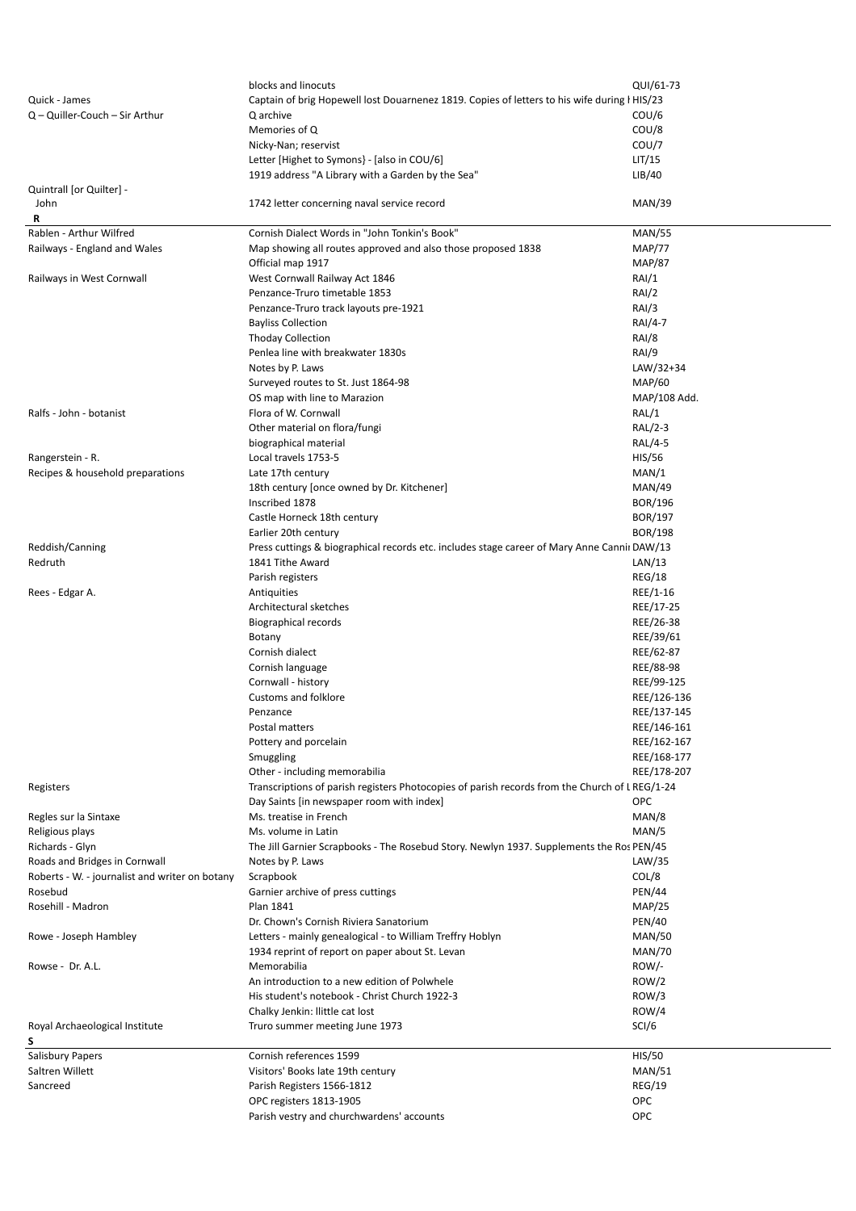| | | |
|---|---|---|
| | blocks and linocuts | QUI/61-73 |
| Quick - James | Captain of brig Hopewell lost Douarnenez 1819. Copies of letters to his wife during I | HIS/23 |
| Q – Quiller-Couch – Sir Arthur | Q archive | COU/6 |
| | Memories of Q | COU/8 |
| | Nicky-Nan; reservist | COU/7 |
| | Letter [Highet to Symons} - [also in COU/6] | LIT/15 |
| | 1919 address "A Library with a Garden by the Sea" | LIB/40 |
| Quintrall [or Quilter] - | | |
| John | 1742 letter concerning naval service record | MAN/39 |
| **R** | | |
| Rablen - Arthur Wilfred | Cornish Dialect Words in "John Tonkin's Book" | MAN/55 |
| Railways - England and Wales | Map showing all routes approved and also those proposed 1838 | MAP/77 |
| | Official map 1917 | MAP/87 |
| Railways in West Cornwall | West Cornwall Railway Act 1846 | RAI/1 |
| | Penzance-Truro timetable 1853 | RAI/2 |
| | Penzance-Truro track layouts pre-1921 | RAI/3 |
| | Bayliss Collection | RAI/4-7 |
| | Thoday Collection | RAI/8 |
| | Penlea line with breakwater 1830s | RAI/9 |
| | Notes by P. Laws | LAW/32+34 |
| | Surveyed routes to St. Just 1864-98 | MAP/60 |
| | OS map with line to Marazion | MAP/108 Add. |
| Ralfs - John - botanist | Flora of W. Cornwall | RAL/1 |
| | Other material on flora/fungi | RAL/2-3 |
| | biographical material | RAL/4-5 |
| Rangerstein - R. | Local travels 1753-5 | HIS/56 |
| Recipes & household preparations | Late 17th century | MAN/1 |
| | 18th century [once owned by Dr. Kitchener] | MAN/49 |
| | Inscribed 1878 | BOR/196 |
| | Castle Horneck 18th century | BOR/197 |
| | Earlier 20th century | BOR/198 |
| Reddish/Canning | Press cuttings & biographical records etc. includes stage career of Mary Anne Cannii | DAW/13 |
| Redruth | 1841 Tithe Award | LAN/13 |
| | Parish registers | REG/18 |
| Rees - Edgar A. | Antiquities | REE/1-16 |
| | Architectural sketches | REE/17-25 |
| | Biographical records | REE/26-38 |
| | Botany | REE/39/61 |
| | Cornish dialect | REE/62-87 |
| | Cornish language | REE/88-98 |
| | Cornwall - history | REE/99-125 |
| | Customs and folklore | REE/126-136 |
| | Penzance | REE/137-145 |
| | Postal matters | REE/146-161 |
| | Pottery and porcelain | REE/162-167 |
| | Smuggling | REE/168-177 |
| | Other - including memorabilia | REE/178-207 |
| Registers | Transcriptions of parish registers Photocopies of parish records from the Church of L | REG/1-24 |
| | Day Saints [in newspaper room with index] | OPC |
| Regles sur la Sintaxe | Ms. treatise in French | MAN/8 |
| Religious plays | Ms. volume in Latin | MAN/5 |
| Richards - Glyn | The Jill Garnier Scrapbooks - The Rosebud Story. Newlyn 1937. Supplements the Ros | PEN/45 |
| Roads and Bridges in Cornwall | Notes by P. Laws | LAW/35 |
| Roberts - W. - journalist and writer on botany | Scrapbook | COL/8 |
| Rosebud | Garnier archive of press cuttings | PEN/44 |
| Rosehill - Madron | Plan 1841 | MAP/25 |
| | Dr. Chown's Cornish Riviera Sanatorium | PEN/40 |
| Rowe - Joseph Hambley | Letters - mainly genealogical - to William Treffry Hoblyn | MAN/50 |
| | 1934 reprint of report on paper about St. Levan | MAN/70 |
| Rowse - Dr. A.L. | Memorabilia | ROW/- |
| | An introduction to a new edition of Polwhele | ROW/2 |
| | His student's notebook - Christ Church 1922-3 | ROW/3 |
| | Chalky Jenkin: llittle cat lost | ROW/4 |
| Royal Archaeological Institute | Truro summer meeting June 1973 | SCI/6 |
| **S** | | |
| Salisbury Papers | Cornish references 1599 | HIS/50 |
| Saltren Willett | Visitors' Books late 19th century | MAN/51 |
| Sancreed | Parish Registers 1566-1812 | REG/19 |
| | OPC registers 1813-1905 | OPC |
| | Parish vestry and churchwardens' accounts | OPC |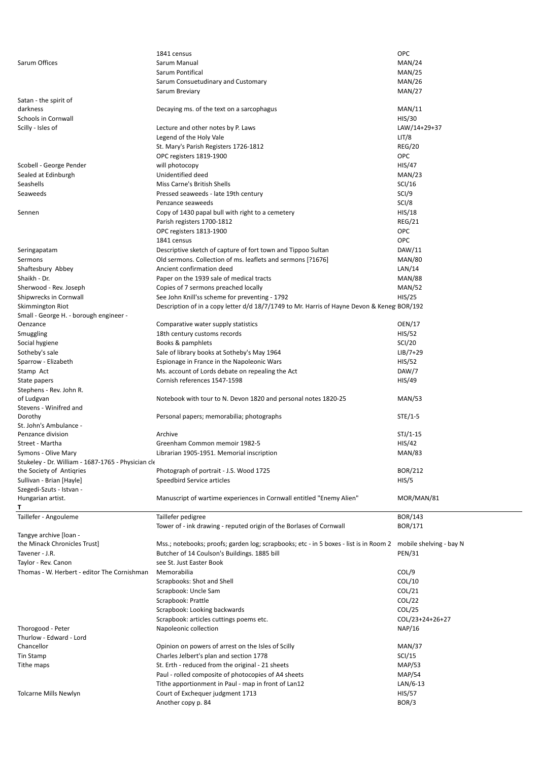| | | |
|---|---|---|
| | 1841 census | OPC |
| Sarum Offices | Sarum Manual | MAN/24 |
| | Sarum Pontifical | MAN/25 |
| | Sarum Consuetudinary and Customary | MAN/26 |
| | Sarum Breviary | MAN/27 |
| Satan - the spirit of darkness | Decaying ms. of the text on a sarcophagus | MAN/11 |
| Schools in Cornwall | | HIS/30 |
| Scilly - Isles of | Lecture and other notes by P. Laws | LAW/14+29+37 |
| | Legend of the Holy Vale | LIT/8 |
| | St. Mary's Parish Registers 1726-1812 | REG/20 |
| | OPC registers 1819-1900 | OPC |
| Scobell - George Pender | will photocopy | HIS/47 |
| Sealed at Edinburgh | Unidentified deed | MAN/23 |
| Seashells | Miss Carne's British Shells | SCI/16 |
| Seaweeds | Pressed seaweeds - late 19th century | SCI/9 |
| | Penzance seaweeds | SCI/8 |
| Sennen | Copy of 1430 papal bull with right to a cemetery | HIS/18 |
| | Parish registers 1700-1812 | REG/21 |
| | OPC registers 1813-1900 | OPC |
| | 1841 census | OPC |
| Seringapatam | Descriptive sketch of capture of fort town and Tippoo Sultan | DAW/11 |
| Sermons | Old sermons. Collection of ms. leaflets and sermons [?1676] | MAN/80 |
| Shaftesbury Abbey | Ancient confirmation deed | LAN/14 |
| Shaikh - Dr. | Paper on the 1939 sale of medical tracts | MAN/88 |
| Sherwood - Rev. Joseph | Copies of 7 sermons preached locally | MAN/52 |
| Shipwrecks in Cornwall | See John Knill'ss scheme for preventing - 1792 | HIS/25 |
| Skimmington Riot | Description of in a copy letter d/d 18/7/1749 to Mr. Harris of Hayne Devon & Keneg | BOR/192 |
| Small - George H. - borough engineer - Oenzance | Comparative water supply statistics | OEN/17 |
| Smuggling | 18th century customs records | HIS/52 |
| Social hygiene | Books & pamphlets | SCI/20 |
| Sotheby's sale | Sale of library books at Sotheby's May 1964 | LIB/7+29 |
| Sparrow - Elizabeth | Espionage in France in the Napoleonic Wars | HIS/52 |
| Stamp Act | Ms. account of Lords debate on repealing the Act | DAW/7 |
| State papers | Cornish references 1547-1598 | HIS/49 |
| Stephens - Rev. John R. of Ludgvan | Notebook with tour to N. Devon 1820 and personal notes 1820-25 | MAN/53 |
| Stevens - Winifred and Dorothy | Personal papers; memorabilia; photographs | STE/1-5 |
| St. John's Ambulance - Penzance division | Archive | STJ/1-15 |
| Street - Martha | Greenham Common memoir 1982-5 | HIS/42 |
| Symons - Olive Mary | Librarian 1905-1951. Memorial inscription | MAN/83 |
| Stukeley - Dr. William - 1687-1765 - Physician cle the Society of Antiqries | Photograph of portrait - J.S. Wood 1725 | BOR/212 |
| Sullivan - Brian [Hayle] | Speedbird Service articles | HIS/5 |
| Szegedi-Szuts - Istvan - Hungarian artist. | Manuscript of wartime experiences in Cornwall entitled "Enemy Alien" | MOR/MAN/81 |
| **T** | | |
| Taillefer - Angouleme | Taillefer pedigree | BOR/143 |
| | Tower of - ink drawing - reputed origin of the Borlases of Cornwall | BOR/171 |
| Tangye archive [loan - the Minack Chronicles Trust] | Mss.; notebooks; proofs; garden log; scrapbooks; etc - in 5 boxes - list is in Room 2 | mobile shelving - bay N |
| Tavener - J.R. | Butcher of 14 Coulson's Buildings. 1885 bill | PEN/31 |
| Taylor - Rev. Canon | see St. Just Easter Book | |
| Thomas - W. Herbert - editor The Cornishman | Memorabilia | COL/9 |
| | Scrapbooks: Shot and Shell | COL/10 |
| | Scrapbook: Uncle Sam | COL/21 |
| | Scrapbook: Prattle | COL/22 |
| | Scrapbook: Looking backwards | COL/25 |
| | Scrapbook: articles cuttings poems etc. | COL/23+24+26+27 |
| Thorogood - Peter | Napoleonic collection | NAP/16 |
| Thurlow - Edward - Lord Chancellor | Opinion on powers of arrest on the Isles of Scilly | MAN/37 |
| Tin Stamp | Charles Jelbert's plan and section 1778 | SCI/15 |
| Tithe maps | St. Erth - reduced from the original - 21 sheets | MAP/53 |
| | Paul - rolled composite of photocopies of A4 sheets | MAP/54 |
| | Tithe apportionment in Paul - map in front of Lan12 | LAN/6-13 |
| Tolcarne Mills Newlyn | Court of Exchequer judgment 1713 | HIS/57 |
| | Another copy p. 84 | BOR/3 |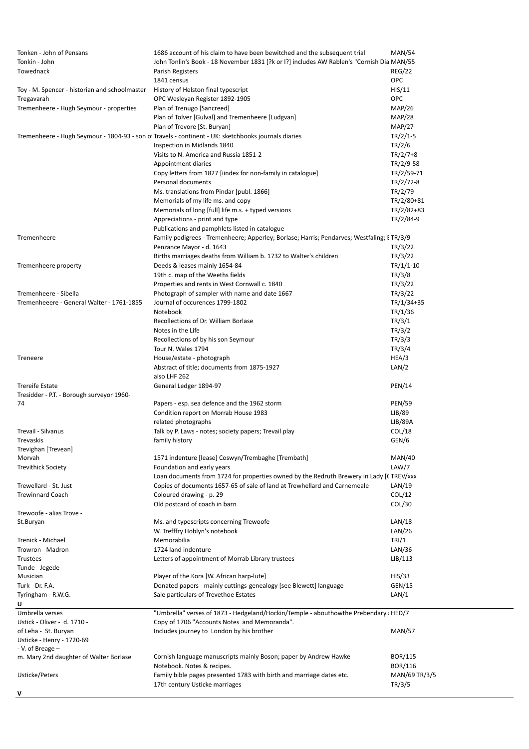| | | |
|---|---|---|
| Tonken - John of Pensans | 1686 account of his claim to have been bewitched and the subsequent trial | MAN/54 |
| Tonkin - John | John Tonlin's Book - 18 November 1831 [?k or l?] includes AW Rablen's "Cornish Dia | MAN/55 |
| Towednack | Parish Registers | REG/22 |
| | 1841 census | OPC |
| Toy - M. Spencer - historian and schoolmaster | History of Helston final typescript | HIS/11 |
| Tregavarah | OPC Wesleyan Register 1892-1905 | OPC |
| Tremenheere - Hugh Seymour - properties | Plan of Trenugo [Sancreed] | MAP/26 |
| | Plan of Tolver [Gulval] and Tremenheere [Ludgvan] | MAP/28 |
| | Plan of Trevore [St. Buryan] | MAP/27 |
| Tremenheere - Hugh Seymour - 1804-93 - son of | Travels - continent - UK: sketchbooks journals diaries | TR/2/1-5 |
| | Inspection in Midlands 1840 | TR/2/6 |
| | Visits to N. America and Russia 1851-2 | TR/2/7+8 |
| | Appointment diaries | TR/2/9-58 |
| | Copy letters from 1827 [iindex for non-family in catalogue] | TR/2/59-71 |
| | Personal documents | TR/2/72-8 |
| | Ms. translations from Pindar [publ. 1866] | TR/2/79 |
| | Memorials of my life ms. and copy | TR/2/80+81 |
| | Memorials of long [full] life m.s. + typed versions | TR/2/82+83 |
| | Appreciations - print and type | TR/2/84-9 |
| | Publications and pamphlets listed in catalogue | |
| Tremenheere | Family pedigrees - Tremenheere; Apperley; Borlase; Harris; Pendarves; Westfaling; E | TR/3/9 |
| | Penzance Mayor - d. 1643 | TR/3/22 |
| | Births marriages deaths from William b. 1732 to Walter's children | TR/3/22 |
| Tremenheere property | Deeds & leases mainly 1654-84 | TR/1/1-10 |
| | 19th c. map of the Weeths fields | TR/3/8 |
| | Properties and rents in West Cornwall c. 1840 | TR/3/22 |
| Tremenheere - Sibella | Photograph of sampler with name and date 1667 | TR/3/22 |
| Tremenheeere - General Walter - 1761-1855 | Journal of occurences 1799-1802 | TR/1/34+35 |
| | Notebook | TR/1/36 |
| | Recollections of Dr. William Borlase | TR/3/1 |
| | Notes in the Life | TR/3/2 |
| | Recollections of by his son Seymour | TR/3/3 |
| | Tour N. Wales 1794 | TR/3/4 |
| Treneere | House/estate - photograph | HEA/3 |
| | Abstract of title; documents from 1875-1927 | LAN/2 |
| | also LHF 262 | |
| Trereife Estate | General Ledger 1894-97 | PEN/14 |
| Tresidder - P.T. - Borough surveyor 1960-74 | Papers - esp. sea defence and the 1962 storm | PEN/59 |
| | Condition report on Morrab House 1983 | LIB/89 |
| | related photographs | LIB/89A |
| Trevail - Silvanus | Talk by P. Laws - notes; society papers; Trevail play | COL/18 |
| Trevaskis | family history | GEN/6 |
| Trevighan [Trevean] Morvah | 1571 indenture [lease] Coswyn/Trembaghe [Trembath] | MAN/40 |
| Trevithick Society | Foundation and early years | LAW/7 |
| | Loan documents from 1724 for properties owned by the Redruth Brewery in Lady [( | TREV/xxx |
| Trewellard - St. Just | Copies of documents 1657-65 of sale of land at Trewhellard and Carnemeale | LAN/19 |
| Trewinnard Coach | Coloured drawing - p. 29 | COL/12 |
| | Old postcard of coach in barn | COL/30 |
| Trewoofe - alias Trove - St.Buryan | Ms. and typescripts concerning Trewoofe | LAN/18 |
| | W. Trefffry Hoblyn's notebook | LAN/26 |
| Trenick - Michael | Memorabilia | TRI/1 |
| Trowron - Madron | 1724 land indenture | LAN/36 |
| Trustees | Letters of appointment of Morrab Library trustees | LIB/113 |
| Tunde - Jegede - Musician | Player of the Kora [W. African harp-lute] | HIS/33 |
| Turk - Dr. F.A. | Donated papers - mainly cuttings-genealogy [see Blewett] language | GEN/15 |
| Tyringham - R.W.G. | Sale particulars of Trevethoe Estates | LAN/1 |
| **U** | | |
| Umbrella verses | "Umbrella" verses of 1873 - Hedgeland/Hockin/Temple - abouthowthe Prebendary a | HED/7 |
| Ustick - Oliver - d. 1710 - of Leha - St. Buryan | Copy of 1706 "Accounts Notes and Memoranda". Includes journey to London by his brother | MAN/57 |
| Usticke - Henry - 1720-69 - V. of Breage – m. Mary 2nd daughter of Walter Borlase | Cornish language manuscripts mainly Boson; paper by Andrew Hawke | BOR/115 |
| | Notebook. Notes & recipes. | BOR/116 |
| Usticke/Peters | Family bible pages presented 1783 with birth and marriage dates etc. | MAN/69 TR/3/5 |
| | 17th century Usticke marriages | TR/3/5 |
| **V** | | |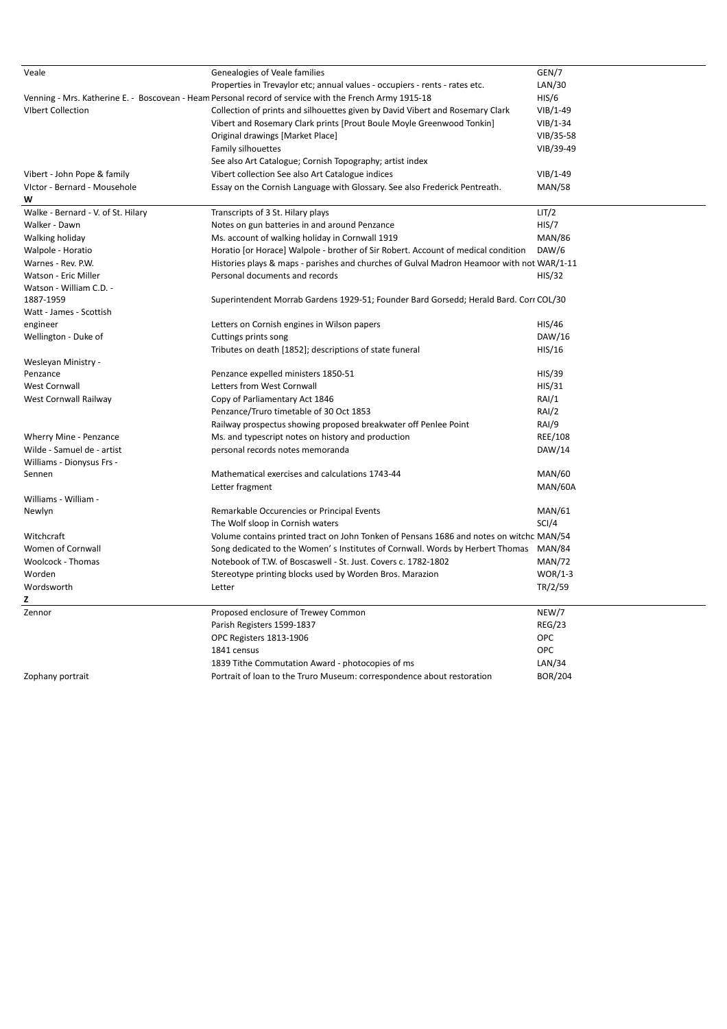| | | |
|---|---|---|
| Veale | Genealogies of Veale families | GEN/7 |
| | Properties in Trevaylor etc; annual values - occupiers - rents - rates etc. | LAN/30 |
| Venning - Mrs. Katherine E. - Boscovean - Heam | Personal record of service with the French Army 1915-18 | HIS/6 |
| VIbert Collection | Collection of prints and silhouettes given by David Vibert and Rosemary Clark | VIB/1-49 |
| | Vibert and Rosemary Clark prints [Prout Boule Moyle Greenwood Tonkin] | VIB/1-34 |
| | Original drawings [Market Place] | VIB/35-58 |
| | Family silhouettes | VIB/39-49 |
| | See also Art Catalogue; Cornish Topography; artist index | |
| Vibert - John Pope & family | Vibert collection See also Art Catalogue indices | VIB/1-49 |
| VIctor - Bernard - Mousehole | Essay on the Cornish Language with Glossary. See also Frederick Pentreath. | MAN/58 |
| **W** | | |
| Walke - Bernard - V. of St. Hilary | Transcripts of 3 St. Hilary plays | LIT/2 |
| Walker - Dawn | Notes on gun batteries in and around Penzance | HIS/7 |
| Walking holiday | Ms. account of walking holiday in Cornwall 1919 | MAN/86 |
| Walpole - Horatio | Horatio [or Horace] Walpole - brother of Sir Robert. Account of medical condition | DAW/6 |
| Warnes - Rev. P.W. | Histories plays & maps - parishes and churches of Gulval Madron Heamoor with not | WAR/1-11 |
| Watson - Eric Miller | Personal documents and records | HIS/32 |
| Watson - William C.D. - 1887-1959 | Superintendent Morrab Gardens 1929-51; Founder Bard Gorsedd; Herald Bard. Corr | COL/30 |
| Watt - James - Scottish engineer | Letters on Cornish engines in Wilson papers | HIS/46 |
| Wellington - Duke of | Cuttings prints song | DAW/16 |
| | Tributes on death [1852]; descriptions of state funeral | HIS/16 |
| Wesleyan Ministry - Penzance | Penzance expelled ministers 1850-51 | HIS/39 |
| West Cornwall | Letters from West Cornwall | HIS/31 |
| West Cornwall Railway | Copy of Parliamentary Act 1846 | RAI/1 |
| | Penzance/Truro timetable of 30 Oct 1853 | RAI/2 |
| | Railway prospectus showing proposed breakwater off Penlee Point | RAI/9 |
| Wherry Mine - Penzance | Ms. and typescript notes on history and production | REE/108 |
| Wilde - Samuel de - artist | personal records notes memoranda | DAW/14 |
| Williams - Dionysus Frs - Sennen | Mathematical exercises and calculations 1743-44 | MAN/60 |
| | Letter fragment | MAN/60A |
| Williams - William - Newlyn | Remarkable Occurencies or Principal Events | MAN/61 |
| | The Wolf sloop in Cornish waters | SCI/4 |
| Witchcraft | Volume contains printed tract on John Tonken of Pensans 1686 and notes on witchc | MAN/54 |
| Women of Cornwall | Song dedicated to the Women' s Institutes of Cornwall. Words by Herbert Thomas | MAN/84 |
| Woolcock - Thomas | Notebook of T.W. of Boscaswell - St. Just. Covers c. 1782-1802 | MAN/72 |
| Worden | Stereotype printing blocks used by Worden Bros. Marazion | WOR/1-3 |
| Wordsworth | Letter | TR/2/59 |
| **Z** | | |
| Zennor | Proposed enclosure of Trewey Common | NEW/7 |
| | Parish Registers 1599-1837 | REG/23 |
| | OPC Registers 1813-1906 | OPC |
| | 1841 census | OPC |
| | 1839 Tithe Commutation Award - photocopies of ms | LAN/34 |
| Zophany portrait | Portrait of loan to the Truro Museum: correspondence about restoration | BOR/204 |